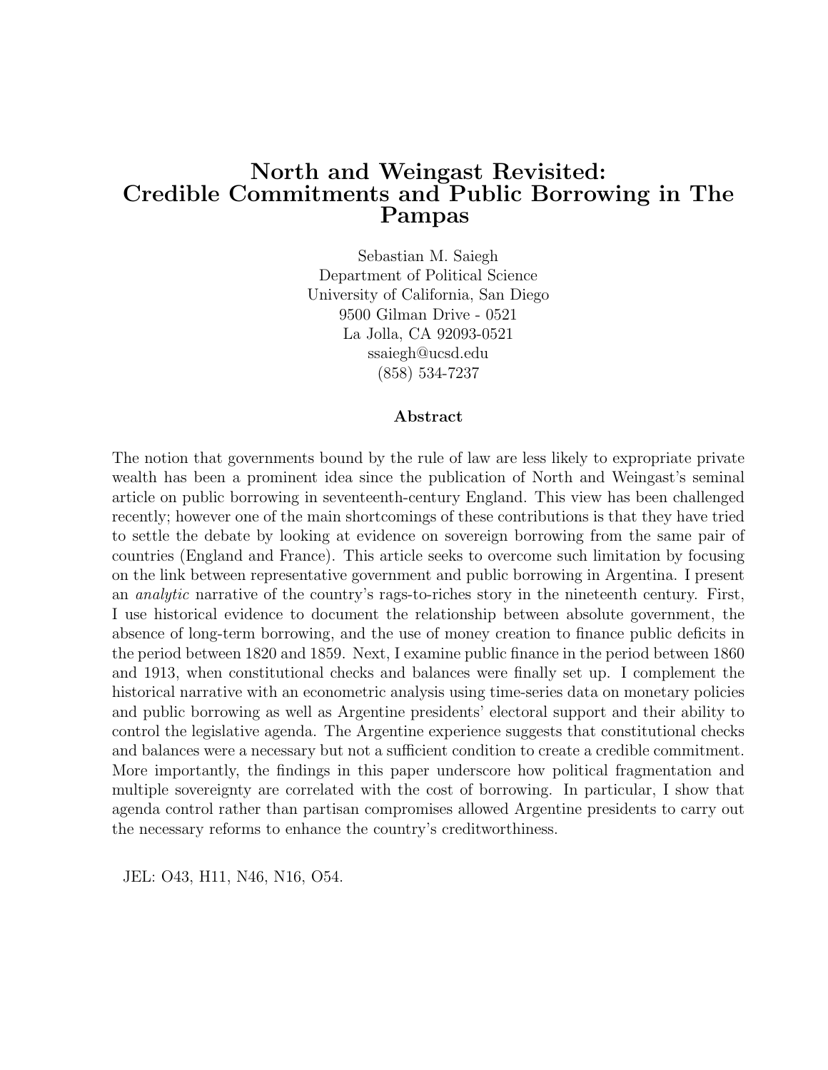# North and Weingast Revisited: Credible Commitments and Public Borrowing in The Pampas

Sebastian M. Saiegh
Department of Political Science
University of California, San Diego
9500 Gilman Drive - 0521
La Jolla, CA 92093-0521
ssaiegh@ucsd.edu
(858) 534-7237

## Abstract

The notion that governments bound by the rule of law are less likely to expropriate private wealth has been a prominent idea since the publication of North and Weingast's seminal article on public borrowing in seventeenth-century England. This view has been challenged recently; however one of the main shortcomings of these contributions is that they have tried to settle the debate by looking at evidence on sovereign borrowing from the same pair of countries (England and France). This article seeks to overcome such limitation by focusing on the link between representative government and public borrowing in Argentina. I present an *analytic* narrative of the country's rags-to-riches story in the nineteenth century. First, I use historical evidence to document the relationship between absolute government, the absence of long-term borrowing, and the use of money creation to finance public deficits in the period between 1820 and 1859. Next, I examine public finance in the period between 1860 and 1913, when constitutional checks and balances were finally set up. I complement the historical narrative with an econometric analysis using time-series data on monetary policies and public borrowing as well as Argentine presidents' electoral support and their ability to control the legislative agenda. The Argentine experience suggests that constitutional checks and balances were a necessary but not a sufficient condition to create a credible commitment. More importantly, the findings in this paper underscore how political fragmentation and multiple sovereignty are correlated with the cost of borrowing. In particular, I show that agenda control rather than partisan compromises allowed Argentine presidents to carry out the necessary reforms to enhance the country's creditworthiness.

JEL: O43, H11, N46, N16, O54.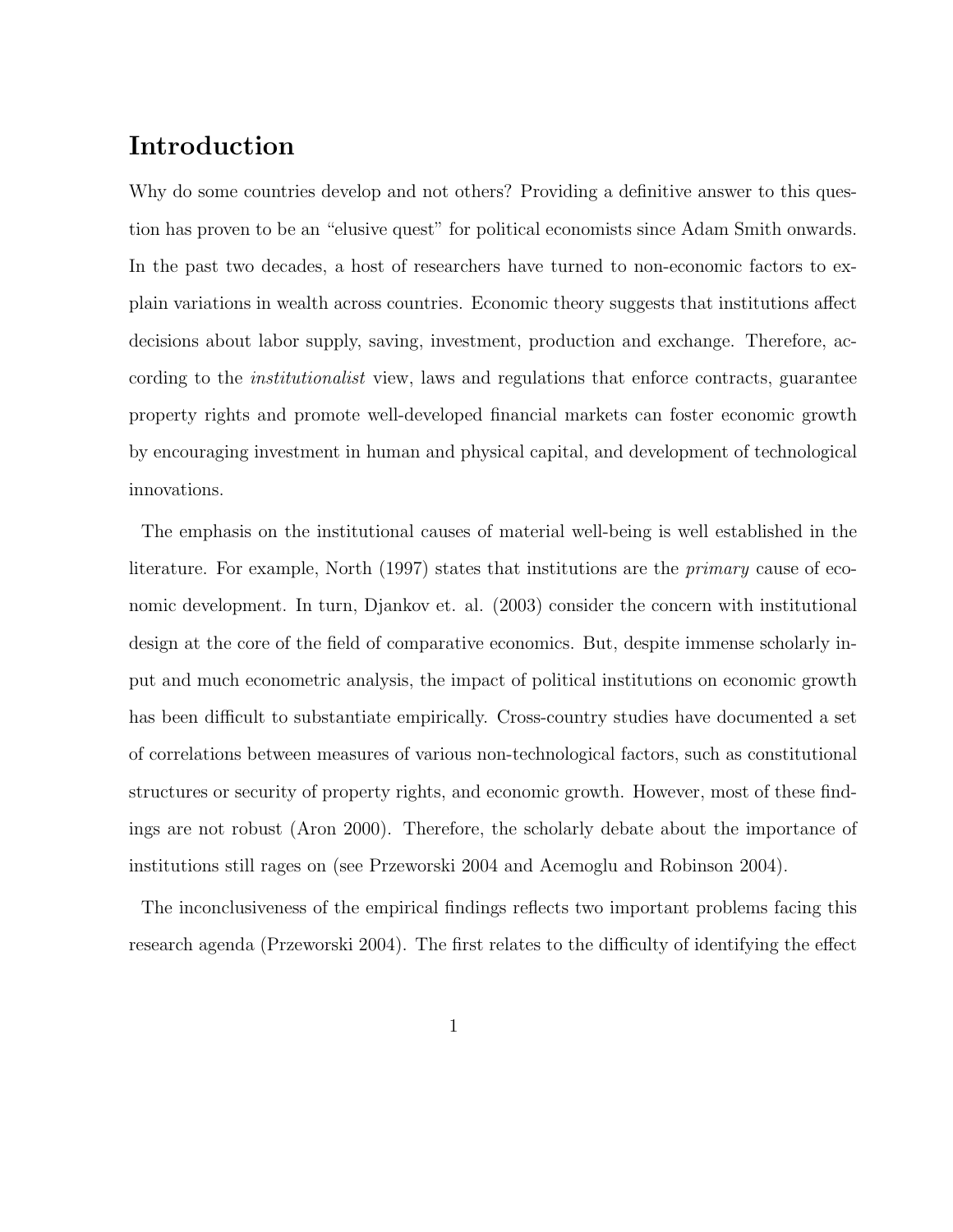# Introduction

Why do some countries develop and not others? Providing a definitive answer to this question has proven to be an "elusive quest" for political economists since Adam Smith onwards. In the past two decades, a host of researchers have turned to non-economic factors to explain variations in wealth across countries. Economic theory suggests that institutions affect decisions about labor supply, saving, investment, production and exchange. Therefore, according to the *institutionalist* view, laws and regulations that enforce contracts, guarantee property rights and promote well-developed financial markets can foster economic growth by encouraging investment in human and physical capital, and development of technological innovations.

The emphasis on the institutional causes of material well-being is well established in the literature. For example, North (1997) states that institutions are the *primary* cause of economic development. In turn, Djankov et. al. (2003) consider the concern with institutional design at the core of the field of comparative economics. But, despite immense scholarly input and much econometric analysis, the impact of political institutions on economic growth has been difficult to substantiate empirically. Cross-country studies have documented a set of correlations between measures of various non-technological factors, such as constitutional structures or security of property rights, and economic growth. However, most of these findings are not robust (Aron 2000). Therefore, the scholarly debate about the importance of institutions still rages on (see Przeworski 2004 and Acemoglu and Robinson 2004).

The inconclusiveness of the empirical findings reflects two important problems facing this research agenda (Przeworski 2004). The first relates to the difficulty of identifying the effect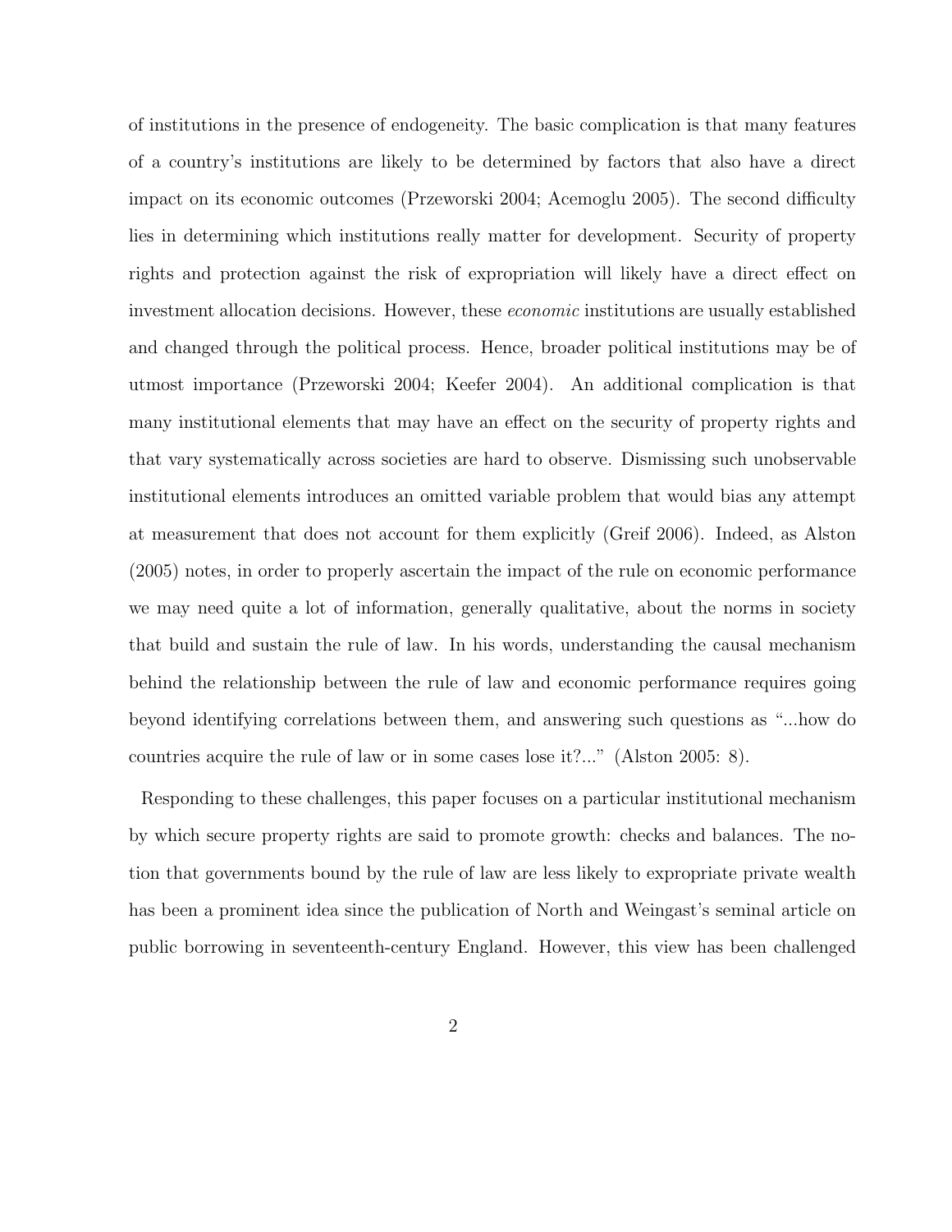of institutions in the presence of endogeneity. The basic complication is that many features of a country's institutions are likely to be determined by factors that also have a direct impact on its economic outcomes (Przeworski 2004; Acemoglu 2005). The second difficulty lies in determining which institutions really matter for development. Security of property rights and protection against the risk of expropriation will likely have a direct effect on investment allocation decisions. However, these *economic* institutions are usually established and changed through the political process. Hence, broader political institutions may be of utmost importance (Przeworski 2004; Keefer 2004). An additional complication is that many institutional elements that may have an effect on the security of property rights and that vary systematically across societies are hard to observe. Dismissing such unobservable institutional elements introduces an omitted variable problem that would bias any attempt at measurement that does not account for them explicitly (Greif 2006). Indeed, as Alston (2005) notes, in order to properly ascertain the impact of the rule on economic performance we may need quite a lot of information, generally qualitative, about the norms in society that build and sustain the rule of law. In his words, understanding the causal mechanism behind the relationship between the rule of law and economic performance requires going beyond identifying correlations between them, and answering such questions as "...how do countries acquire the rule of law or in some cases lose it?..." (Alston 2005: 8).

Responding to these challenges, this paper focuses on a particular institutional mechanism by which secure property rights are said to promote growth: checks and balances. The notion that governments bound by the rule of law are less likely to expropriate private wealth has been a prominent idea since the publication of North and Weingast's seminal article on public borrowing in seventeenth-century England. However, this view has been challenged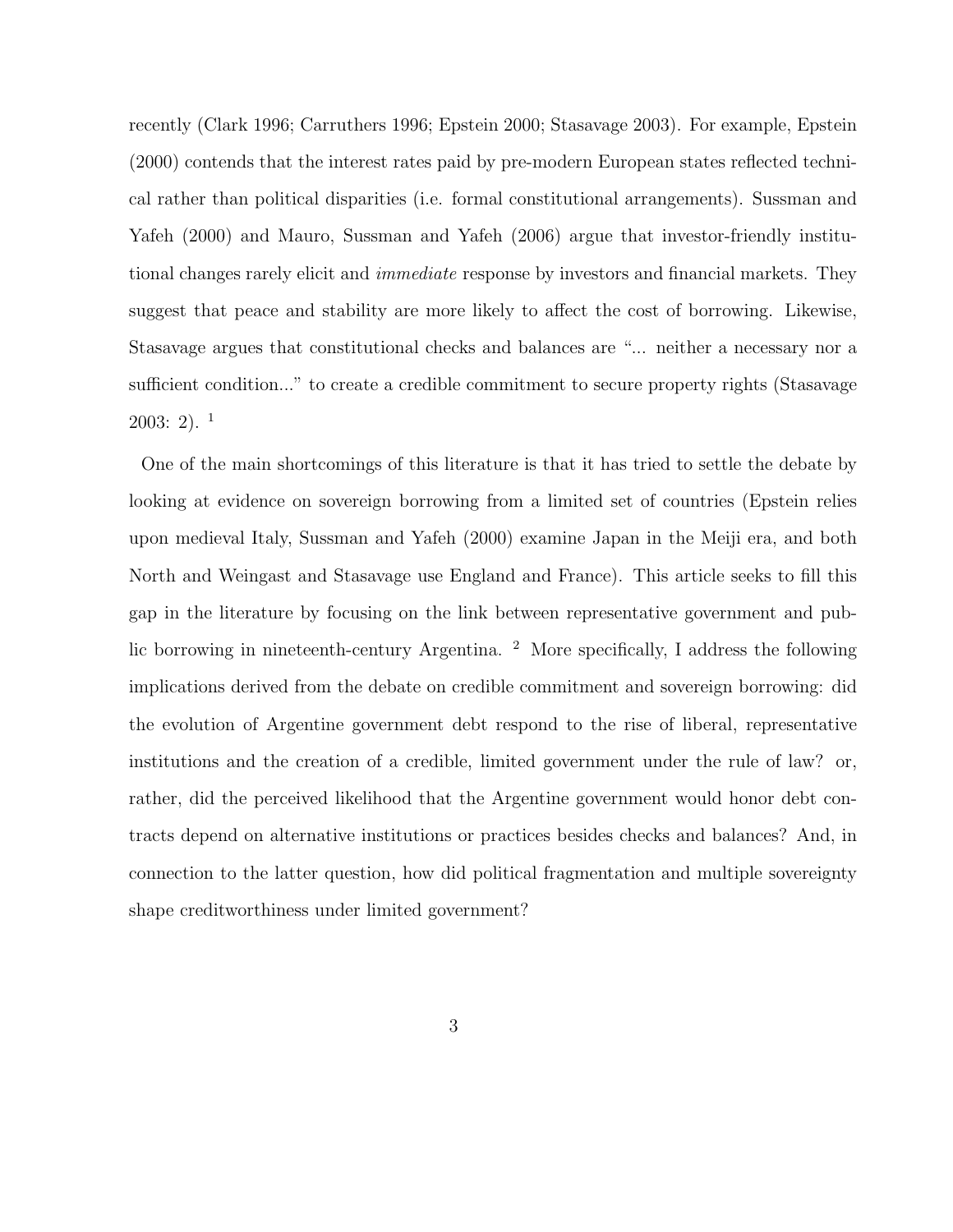recently (Clark 1996; Carruthers 1996; Epstein 2000; Stasavage 2003). For example, Epstein (2000) contends that the interest rates paid by pre-modern European states reflected technical rather than political disparities (i.e. formal constitutional arrangements). Sussman and Yafeh (2000) and Mauro, Sussman and Yafeh (2006) argue that investor-friendly institutional changes rarely elicit and *immediate* response by investors and financial markets. They suggest that peace and stability are more likely to affect the cost of borrowing. Likewise, Stasavage argues that constitutional checks and balances are "... neither a necessary nor a sufficient condition..." to create a credible commitment to secure property rights (Stasavage 2003: 2). [1]

One of the main shortcomings of this literature is that it has tried to settle the debate by looking at evidence on sovereign borrowing from a limited set of countries (Epstein relies upon medieval Italy, Sussman and Yafeh (2000) examine Japan in the Meiji era, and both North and Weingast and Stasavage use England and France). This article seeks to fill this gap in the literature by focusing on the link between representative government and public borrowing in nineteenth-century Argentina. [2] More specifically, I address the following implications derived from the debate on credible commitment and sovereign borrowing: did the evolution of Argentine government debt respond to the rise of liberal, representative institutions and the creation of a credible, limited government under the rule of law? or, rather, did the perceived likelihood that the Argentine government would honor debt contracts depend on alternative institutions or practices besides checks and balances? And, in connection to the latter question, how did political fragmentation and multiple sovereignty shape creditworthiness under limited government?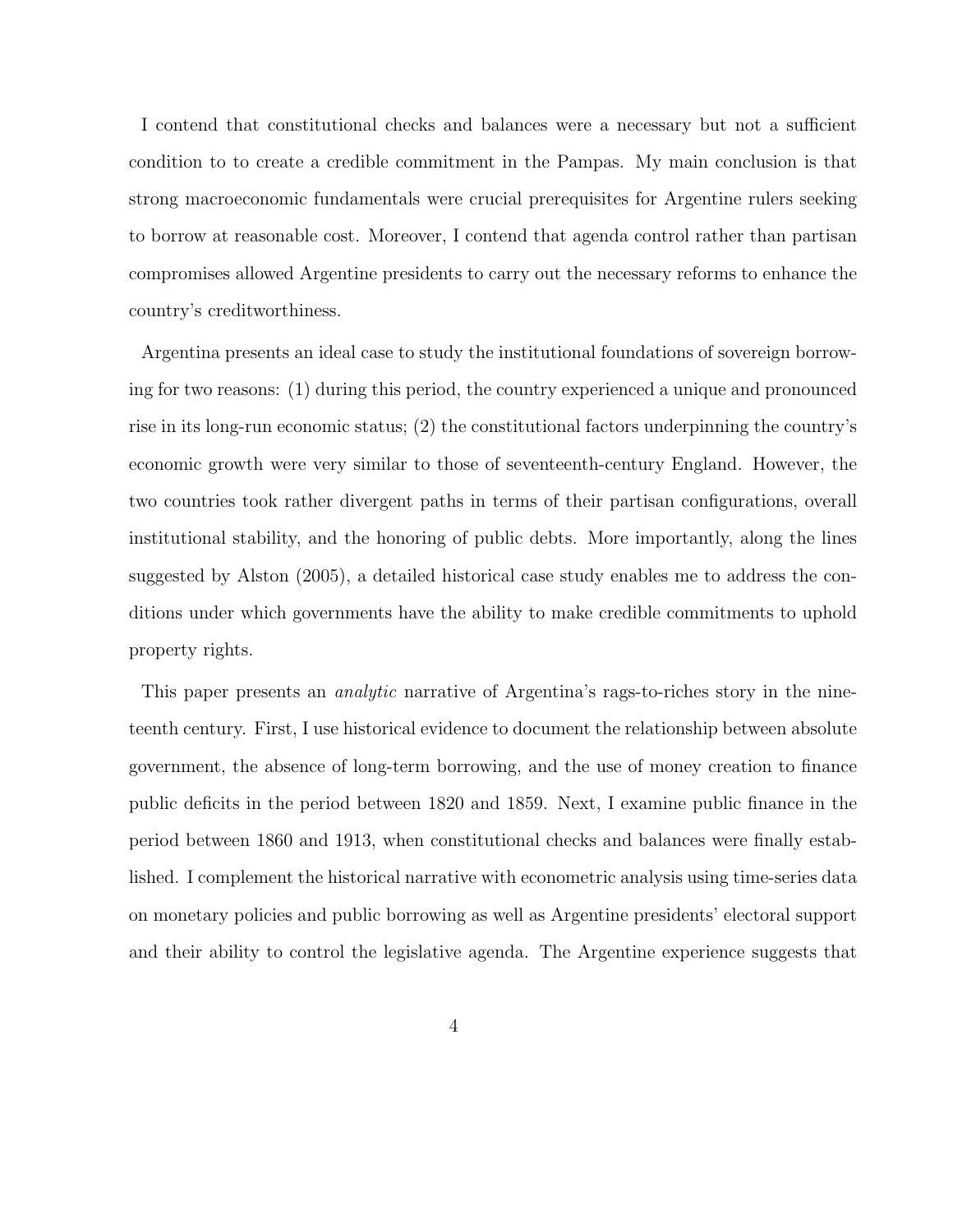I contend that constitutional checks and balances were a necessary but not a sufficient condition to to create a credible commitment in the Pampas. My main conclusion is that strong macroeconomic fundamentals were crucial prerequisites for Argentine rulers seeking to borrow at reasonable cost. Moreover, I contend that agenda control rather than partisan compromises allowed Argentine presidents to carry out the necessary reforms to enhance the country's creditworthiness.

Argentina presents an ideal case to study the institutional foundations of sovereign borrowing for two reasons: (1) during this period, the country experienced a unique and pronounced rise in its long-run economic status; (2) the constitutional factors underpinning the country's economic growth were very similar to those of seventeenth-century England. However, the two countries took rather divergent paths in terms of their partisan configurations, overall institutional stability, and the honoring of public debts. More importantly, along the lines suggested by Alston (2005), a detailed historical case study enables me to address the conditions under which governments have the ability to make credible commitments to uphold property rights.

This paper presents an *analytic* narrative of Argentina's rags-to-riches story in the nineteenth century. First, I use historical evidence to document the relationship between absolute government, the absence of long-term borrowing, and the use of money creation to finance public deficits in the period between 1820 and 1859. Next, I examine public finance in the period between 1860 and 1913, when constitutional checks and balances were finally established. I complement the historical narrative with econometric analysis using time-series data on monetary policies and public borrowing as well as Argentine presidents' electoral support and their ability to control the legislative agenda. The Argentine experience suggests that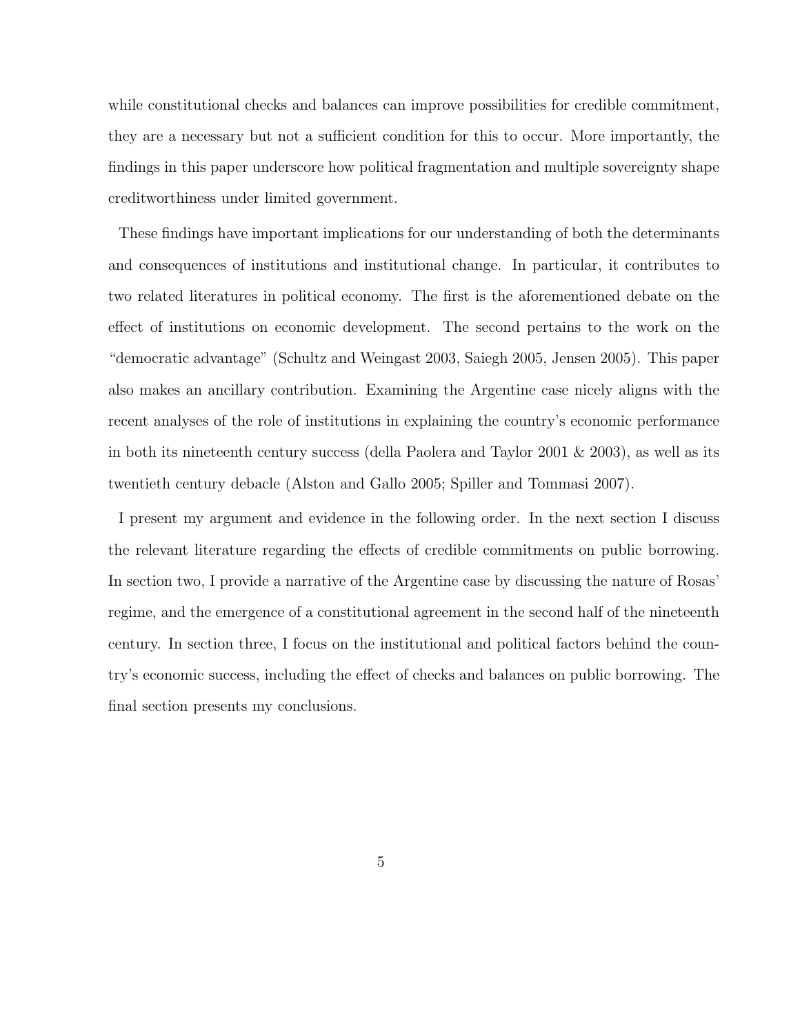while constitutional checks and balances can improve possibilities for credible commitment, they are a necessary but not a sufficient condition for this to occur. More importantly, the findings in this paper underscore how political fragmentation and multiple sovereignty shape creditworthiness under limited government.

These findings have important implications for our understanding of both the determinants and consequences of institutions and institutional change. In particular, it contributes to two related literatures in political economy. The first is the aforementioned debate on the effect of institutions on economic development. The second pertains to the work on the "democratic advantage" (Schultz and Weingast 2003, Saiegh 2005, Jensen 2005). This paper also makes an ancillary contribution. Examining the Argentine case nicely aligns with the recent analyses of the role of institutions in explaining the country's economic performance in both its nineteenth century success (della Paolera and Taylor 2001 & 2003), as well as its twentieth century debacle (Alston and Gallo 2005; Spiller and Tommasi 2007).

I present my argument and evidence in the following order. In the next section I discuss the relevant literature regarding the effects of credible commitments on public borrowing. In section two, I provide a narrative of the Argentine case by discussing the nature of Rosas' regime, and the emergence of a constitutional agreement in the second half of the nineteenth century. In section three, I focus on the institutional and political factors behind the country's economic success, including the effect of checks and balances on public borrowing. The final section presents my conclusions.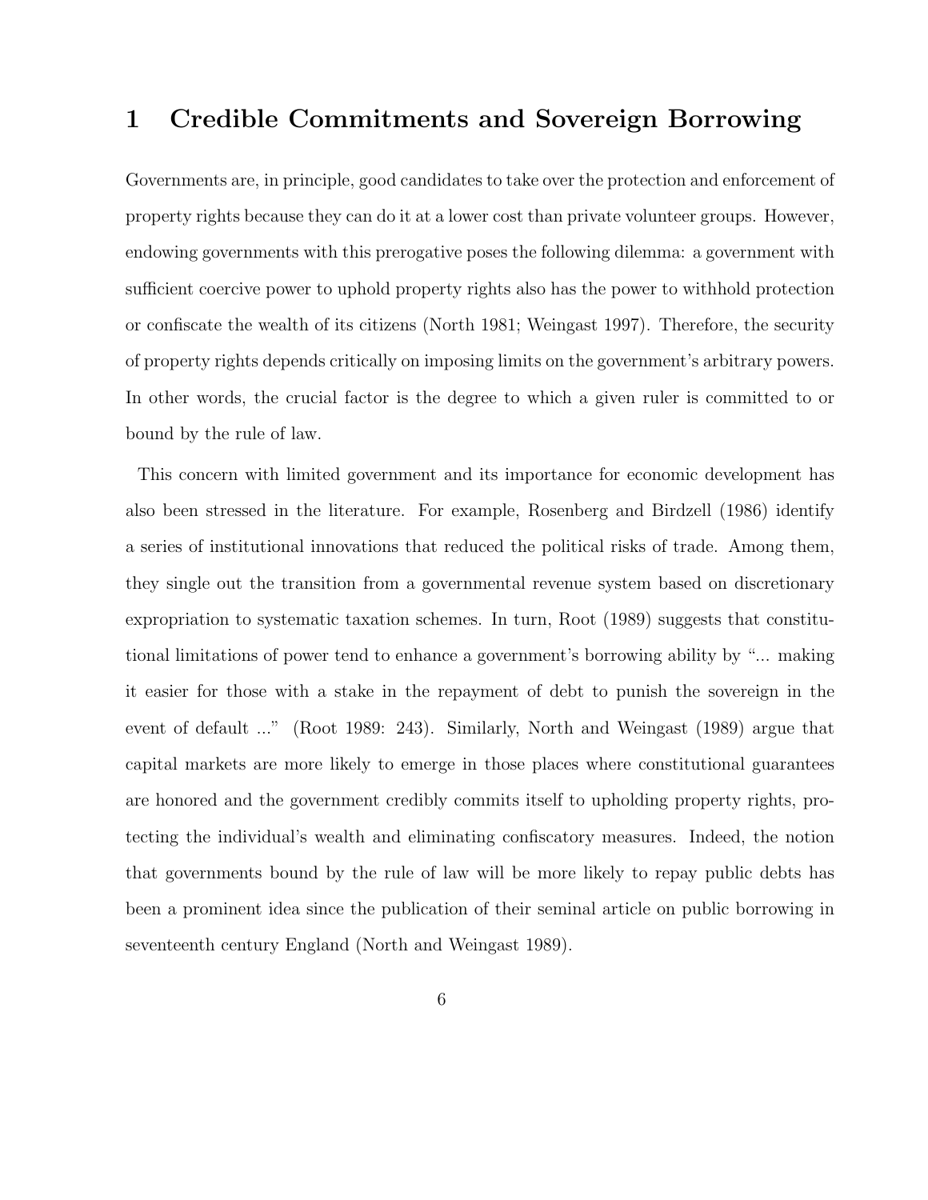# 1 Credible Commitments and Sovereign Borrowing

Governments are, in principle, good candidates to take over the protection and enforcement of property rights because they can do it at a lower cost than private volunteer groups. However, endowing governments with this prerogative poses the following dilemma: a government with sufficient coercive power to uphold property rights also has the power to withhold protection or confiscate the wealth of its citizens (North 1981; Weingast 1997). Therefore, the security of property rights depends critically on imposing limits on the government's arbitrary powers. In other words, the crucial factor is the degree to which a given ruler is committed to or bound by the rule of law.

This concern with limited government and its importance for economic development has also been stressed in the literature. For example, Rosenberg and Birdzell (1986) identify a series of institutional innovations that reduced the political risks of trade. Among them, they single out the transition from a governmental revenue system based on discretionary expropriation to systematic taxation schemes. In turn, Root (1989) suggests that constitutional limitations of power tend to enhance a government's borrowing ability by "... making it easier for those with a stake in the repayment of debt to punish the sovereign in the event of default ..." (Root 1989: 243). Similarly, North and Weingast (1989) argue that capital markets are more likely to emerge in those places where constitutional guarantees are honored and the government credibly commits itself to upholding property rights, protecting the individual's wealth and eliminating confiscatory measures. Indeed, the notion that governments bound by the rule of law will be more likely to repay public debts has been a prominent idea since the publication of their seminal article on public borrowing in seventeenth century England (North and Weingast 1989).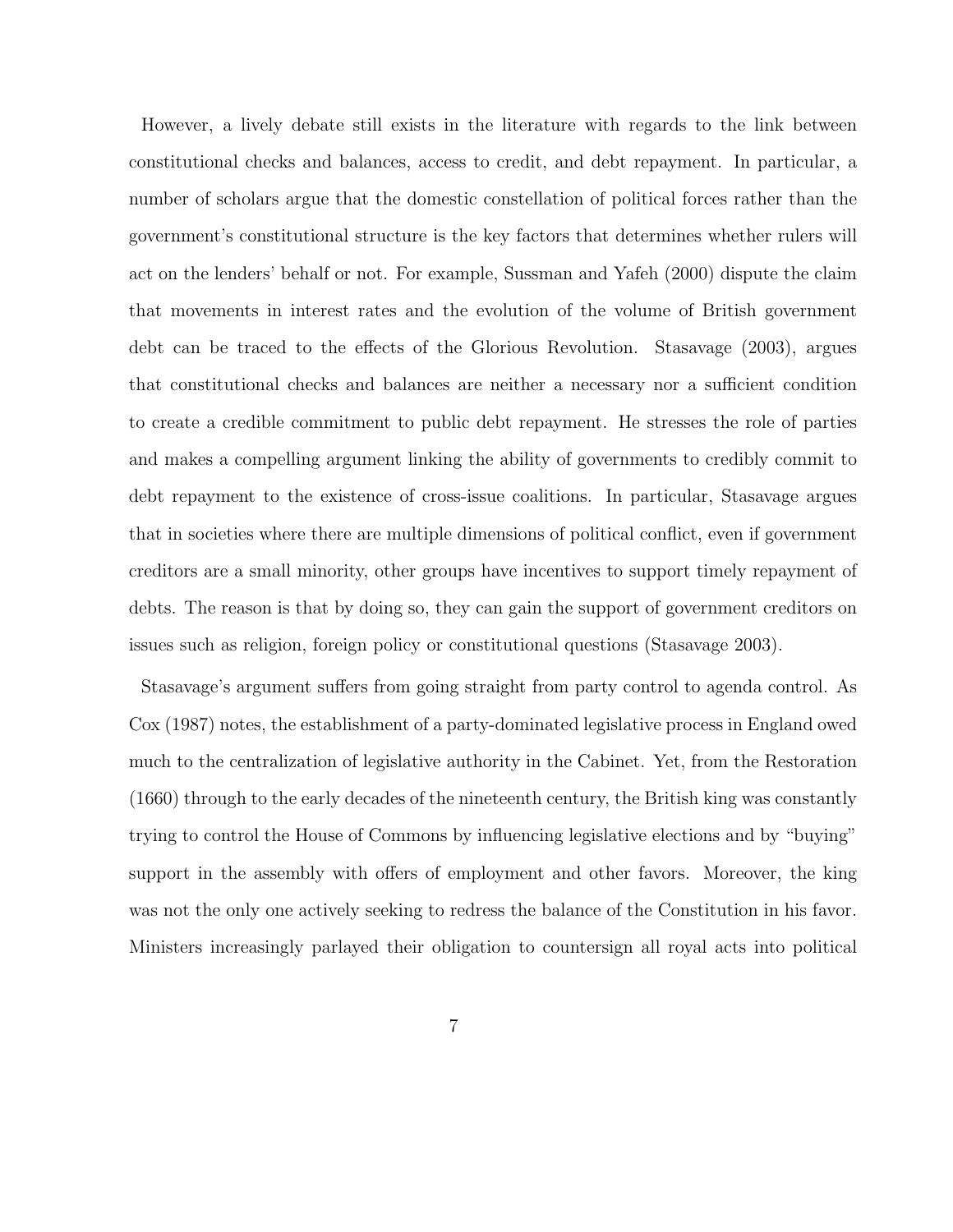However, a lively debate still exists in the literature with regards to the link between constitutional checks and balances, access to credit, and debt repayment. In particular, a number of scholars argue that the domestic constellation of political forces rather than the government's constitutional structure is the key factors that determines whether rulers will act on the lenders' behalf or not. For example, Sussman and Yafeh (2000) dispute the claim that movements in interest rates and the evolution of the volume of British government debt can be traced to the effects of the Glorious Revolution. Stasavage (2003), argues that constitutional checks and balances are neither a necessary nor a sufficient condition to create a credible commitment to public debt repayment. He stresses the role of parties and makes a compelling argument linking the ability of governments to credibly commit to debt repayment to the existence of cross-issue coalitions. In particular, Stasavage argues that in societies where there are multiple dimensions of political conflict, even if government creditors are a small minority, other groups have incentives to support timely repayment of debts. The reason is that by doing so, they can gain the support of government creditors on issues such as religion, foreign policy or constitutional questions (Stasavage 2003).

Stasavage's argument suffers from going straight from party control to agenda control. As Cox (1987) notes, the establishment of a party-dominated legislative process in England owed much to the centralization of legislative authority in the Cabinet. Yet, from the Restoration (1660) through to the early decades of the nineteenth century, the British king was constantly trying to control the House of Commons by influencing legislative elections and by "buying" support in the assembly with offers of employment and other favors. Moreover, the king was not the only one actively seeking to redress the balance of the Constitution in his favor. Ministers increasingly parlayed their obligation to countersign all royal acts into political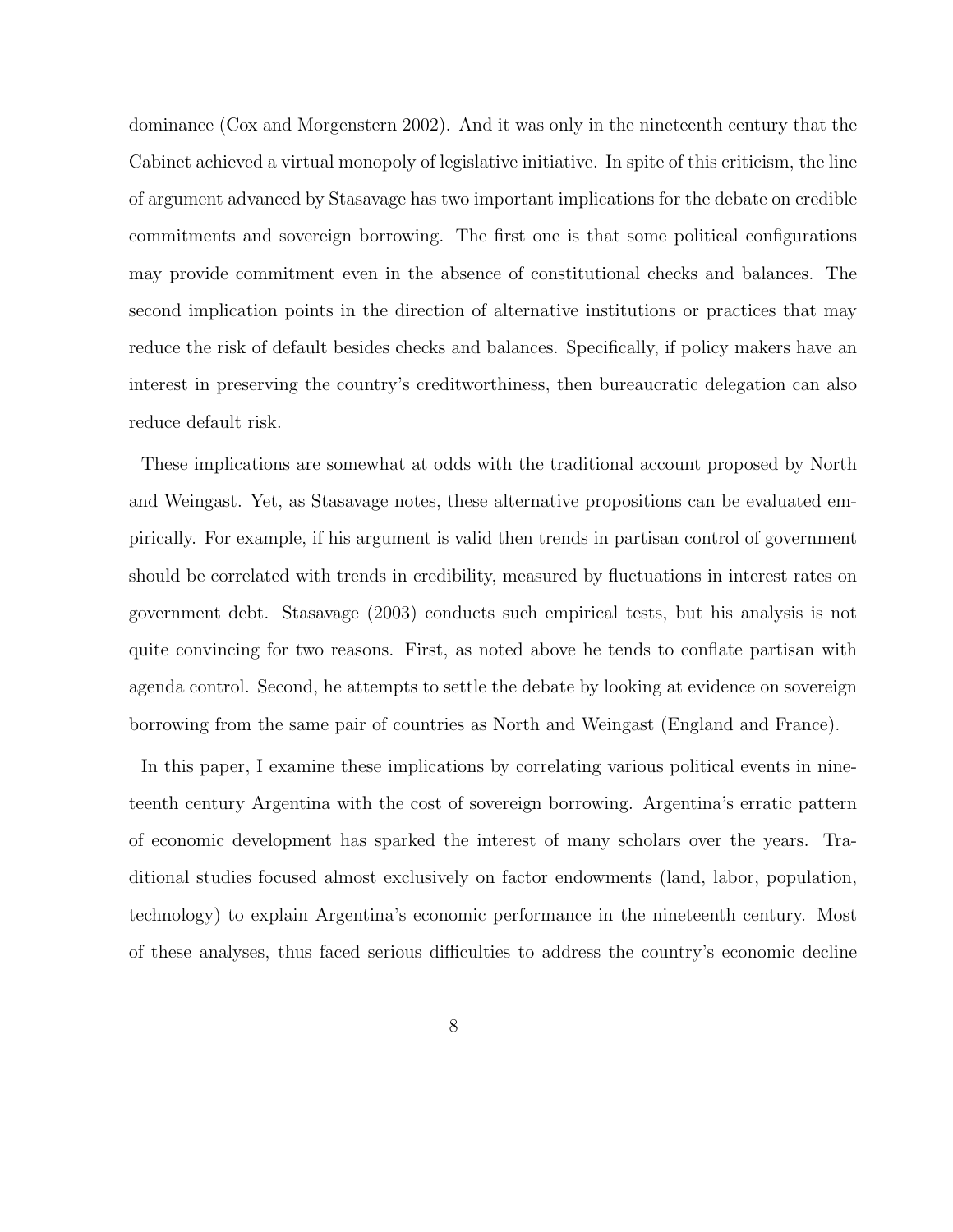dominance (Cox and Morgenstern 2002). And it was only in the nineteenth century that the Cabinet achieved a virtual monopoly of legislative initiative. In spite of this criticism, the line of argument advanced by Stasavage has two important implications for the debate on credible commitments and sovereign borrowing. The first one is that some political configurations may provide commitment even in the absence of constitutional checks and balances. The second implication points in the direction of alternative institutions or practices that may reduce the risk of default besides checks and balances. Specifically, if policy makers have an interest in preserving the country's creditworthiness, then bureaucratic delegation can also reduce default risk.

These implications are somewhat at odds with the traditional account proposed by North and Weingast. Yet, as Stasavage notes, these alternative propositions can be evaluated empirically. For example, if his argument is valid then trends in partisan control of government should be correlated with trends in credibility, measured by fluctuations in interest rates on government debt. Stasavage (2003) conducts such empirical tests, but his analysis is not quite convincing for two reasons. First, as noted above he tends to conflate partisan with agenda control. Second, he attempts to settle the debate by looking at evidence on sovereign borrowing from the same pair of countries as North and Weingast (England and France).

In this paper, I examine these implications by correlating various political events in nineteenth century Argentina with the cost of sovereign borrowing. Argentina's erratic pattern of economic development has sparked the interest of many scholars over the years. Traditional studies focused almost exclusively on factor endowments (land, labor, population, technology) to explain Argentina's economic performance in the nineteenth century. Most of these analyses, thus faced serious difficulties to address the country's economic decline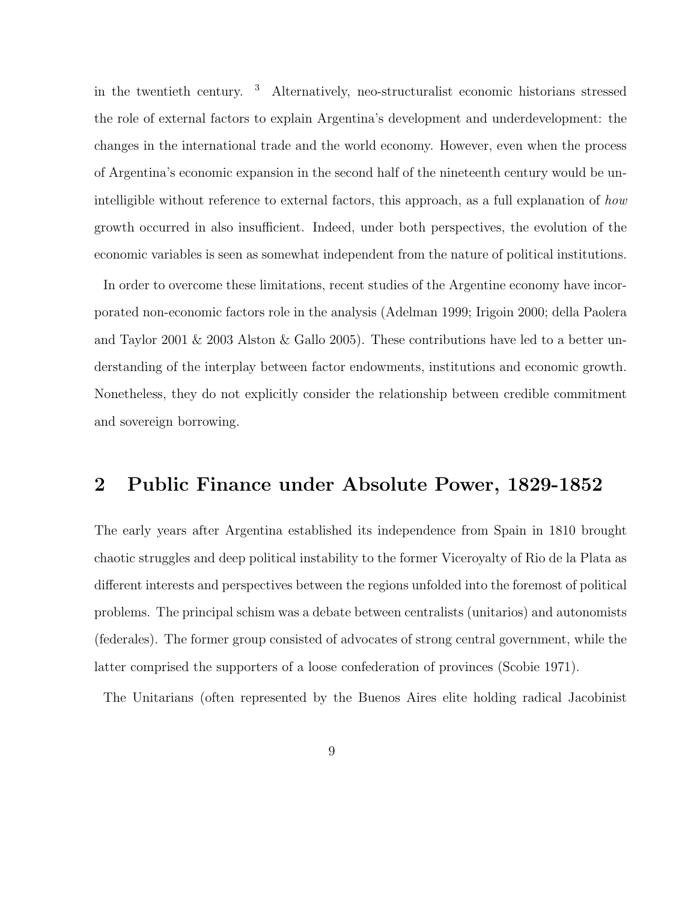in the twentieth century. [3] Alternatively, neo-structuralist economic historians stressed the role of external factors to explain Argentina's development and underdevelopment: the changes in the international trade and the world economy. However, even when the process of Argentina's economic expansion in the second half of the nineteenth century would be unintelligible without reference to external factors, this approach, as a full explanation of *how* growth occurred in also insufficient. Indeed, under both perspectives, the evolution of the economic variables is seen as somewhat independent from the nature of political institutions.

In order to overcome these limitations, recent studies of the Argentine economy have incorporated non-economic factors role in the analysis (Adelman 1999; Irigoin 2000; della Paolera and Taylor 2001 & 2003 Alston & Gallo 2005). These contributions have led to a better understanding of the interplay between factor endowments, institutions and economic growth. Nonetheless, they do not explicitly consider the relationship between credible commitment and sovereign borrowing.

## 2 Public Finance under Absolute Power, 1829-1852

The early years after Argentina established its independence from Spain in 1810 brought chaotic struggles and deep political instability to the former Viceroyalty of Rio de la Plata as different interests and perspectives between the regions unfolded into the foremost of political problems. The principal schism was a debate between centralists (unitarios) and autonomists (federales). The former group consisted of advocates of strong central government, while the latter comprised the supporters of a loose confederation of provinces (Scobie 1971).

The Unitarians (often represented by the Buenos Aires elite holding radical Jacobinist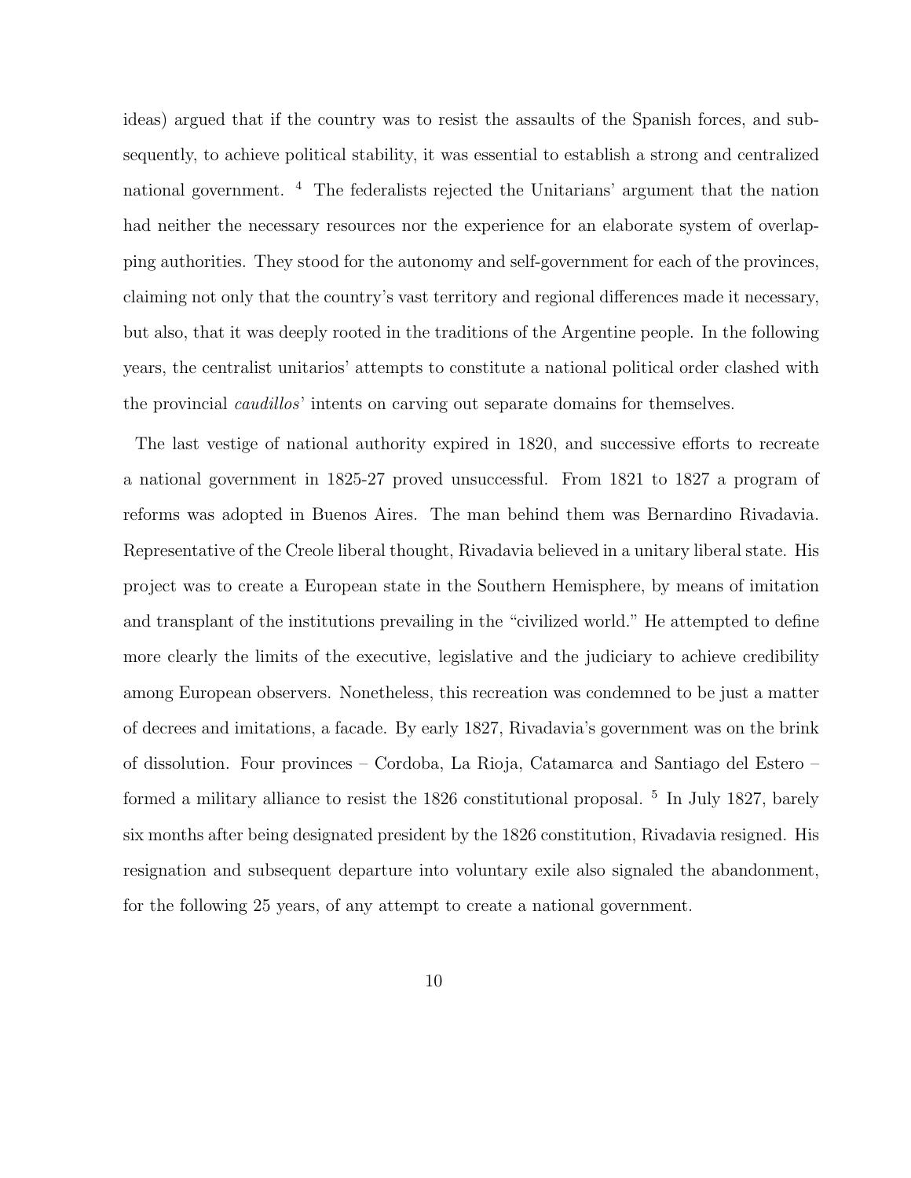ideas) argued that if the country was to resist the assaults of the Spanish forces, and subsequently, to achieve political stability, it was essential to establish a strong and centralized national government. [4] The federalists rejected the Unitarians' argument that the nation had neither the necessary resources nor the experience for an elaborate system of overlapping authorities. They stood for the autonomy and self-government for each of the provinces, claiming not only that the country's vast territory and regional differences made it necessary, but also, that it was deeply rooted in the traditions of the Argentine people. In the following years, the centralist unitarios' attempts to constitute a national political order clashed with the provincial *caudillos*' intents on carving out separate domains for themselves.

The last vestige of national authority expired in 1820, and successive efforts to recreate a national government in 1825-27 proved unsuccessful. From 1821 to 1827 a program of reforms was adopted in Buenos Aires. The man behind them was Bernardino Rivadavia. Representative of the Creole liberal thought, Rivadavia believed in a unitary liberal state. His project was to create a European state in the Southern Hemisphere, by means of imitation and transplant of the institutions prevailing in the "civilized world." He attempted to define more clearly the limits of the executive, legislative and the judiciary to achieve credibility among European observers. Nonetheless, this recreation was condemned to be just a matter of decrees and imitations, a facade. By early 1827, Rivadavia's government was on the brink of dissolution. Four provinces – Cordoba, La Rioja, Catamarca and Santiago del Estero – formed a military alliance to resist the 1826 constitutional proposal. [5] In July 1827, barely six months after being designated president by the 1826 constitution, Rivadavia resigned. His resignation and subsequent departure into voluntary exile also signaled the abandonment, for the following 25 years, of any attempt to create a national government.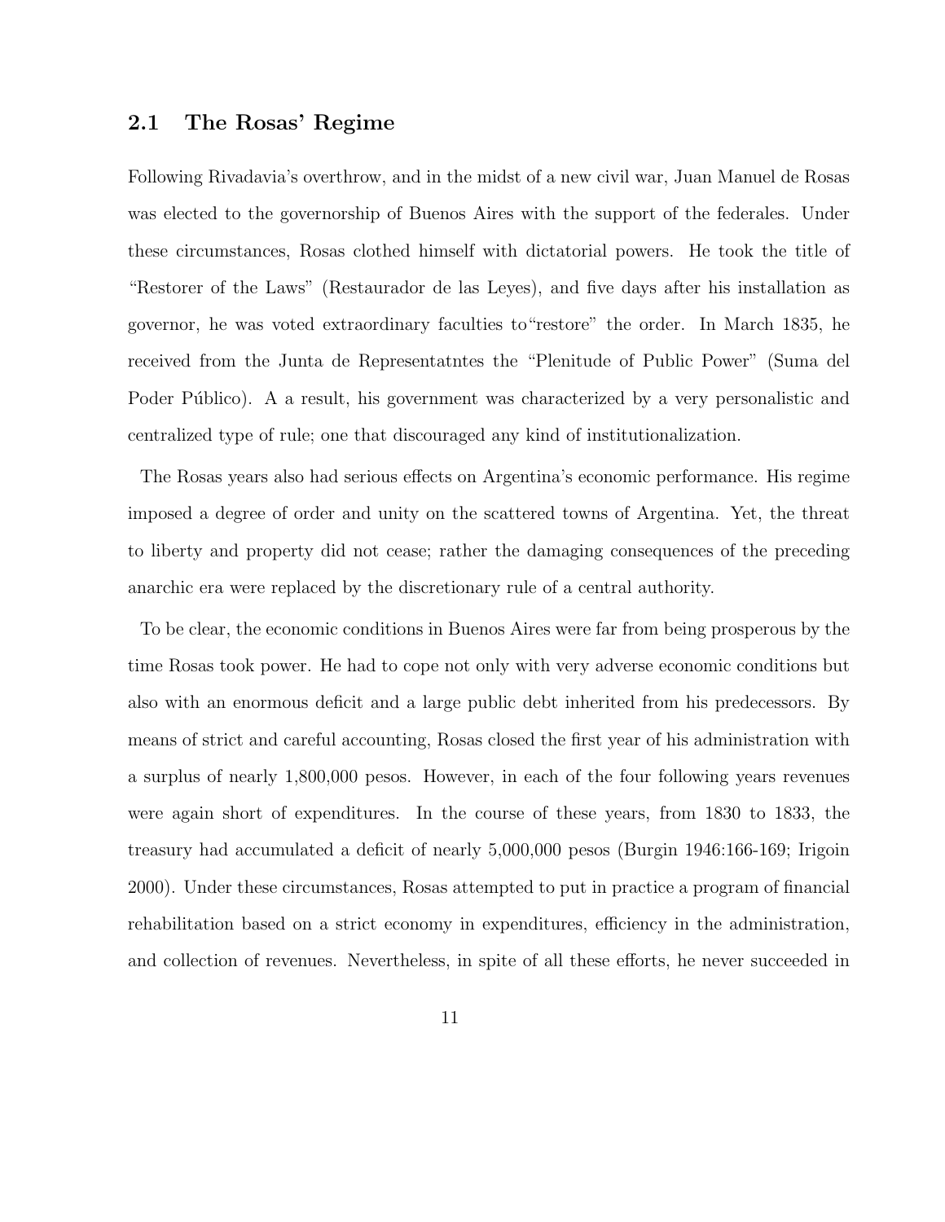## 2.1 The Rosas' Regime

Following Rivadavia's overthrow, and in the midst of a new civil war, Juan Manuel de Rosas was elected to the governorship of Buenos Aires with the support of the federales. Under these circumstances, Rosas clothed himself with dictatorial powers. He took the title of "Restorer of the Laws" (Restaurador de las Leyes), and five days after his installation as governor, he was voted extraordinary faculties to"restore" the order. In March 1835, he received from the Junta de Representatntes the "Plenitude of Public Power" (Suma del Poder Público). A a result, his government was characterized by a very personalistic and centralized type of rule; one that discouraged any kind of institutionalization.

The Rosas years also had serious effects on Argentina's economic performance. His regime imposed a degree of order and unity on the scattered towns of Argentina. Yet, the threat to liberty and property did not cease; rather the damaging consequences of the preceding anarchic era were replaced by the discretionary rule of a central authority.

To be clear, the economic conditions in Buenos Aires were far from being prosperous by the time Rosas took power. He had to cope not only with very adverse economic conditions but also with an enormous deficit and a large public debt inherited from his predecessors. By means of strict and careful accounting, Rosas closed the first year of his administration with a surplus of nearly 1,800,000 pesos. However, in each of the four following years revenues were again short of expenditures. In the course of these years, from 1830 to 1833, the treasury had accumulated a deficit of nearly 5,000,000 pesos (Burgin 1946:166-169; Irigoin 2000). Under these circumstances, Rosas attempted to put in practice a program of financial rehabilitation based on a strict economy in expenditures, efficiency in the administration, and collection of revenues. Nevertheless, in spite of all these efforts, he never succeeded in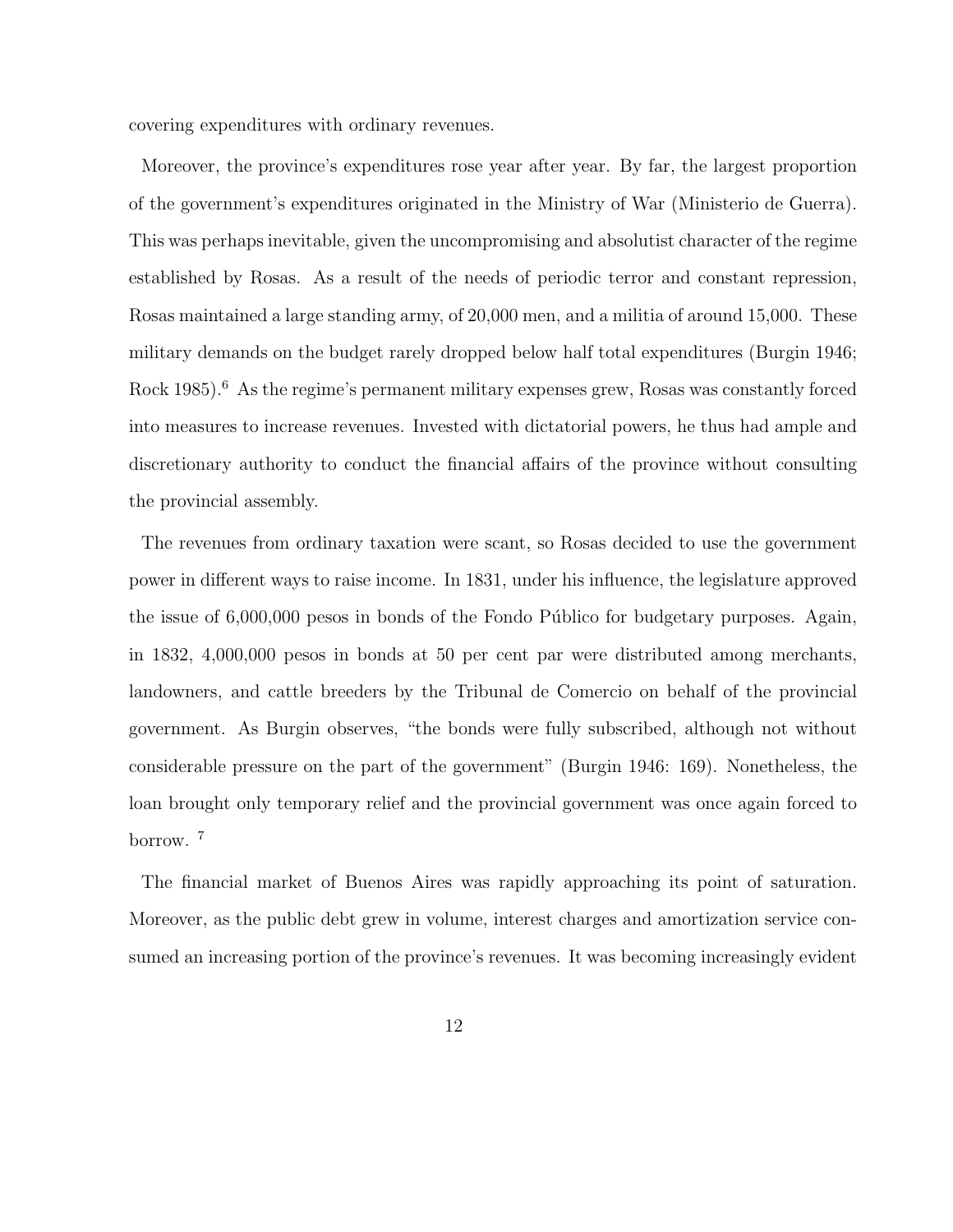covering expenditures with ordinary revenues.

Moreover, the province's expenditures rose year after year. By far, the largest proportion of the government's expenditures originated in the Ministry of War (Ministerio de Guerra). This was perhaps inevitable, given the uncompromising and absolutist character of the regime established by Rosas. As a result of the needs of periodic terror and constant repression, Rosas maintained a large standing army, of 20,000 men, and a militia of around 15,000. These military demands on the budget rarely dropped below half total expenditures (Burgin 1946; Rock 1985).[6] As the regime's permanent military expenses grew, Rosas was constantly forced into measures to increase revenues. Invested with dictatorial powers, he thus had ample and discretionary authority to conduct the financial affairs of the province without consulting the provincial assembly.

The revenues from ordinary taxation were scant, so Rosas decided to use the government power in different ways to raise income. In 1831, under his influence, the legislature approved the issue of 6,000,000 pesos in bonds of the Fondo Público for budgetary purposes. Again, in 1832, 4,000,000 pesos in bonds at 50 per cent par were distributed among merchants, landowners, and cattle breeders by the Tribunal de Comercio on behalf of the provincial government. As Burgin observes, "the bonds were fully subscribed, although not without considerable pressure on the part of the government" (Burgin 1946: 169). Nonetheless, the loan brought only temporary relief and the provincial government was once again forced to borrow. [7]

The financial market of Buenos Aires was rapidly approaching its point of saturation. Moreover, as the public debt grew in volume, interest charges and amortization service consumed an increasing portion of the province's revenues. It was becoming increasingly evident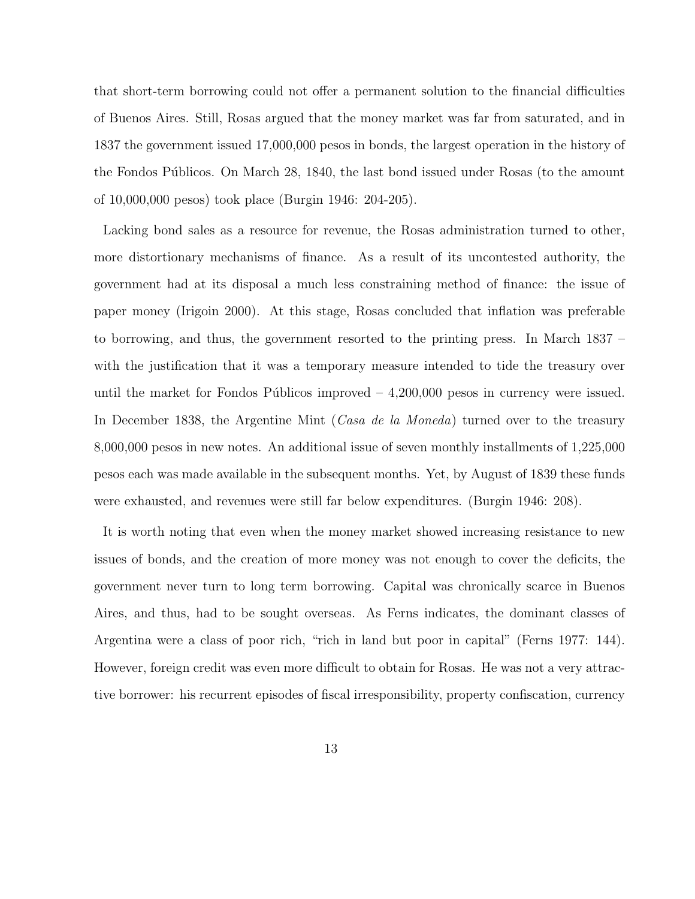that short-term borrowing could not offer a permanent solution to the financial difficulties of Buenos Aires. Still, Rosas argued that the money market was far from saturated, and in 1837 the government issued 17,000,000 pesos in bonds, the largest operation in the history of the Fondos Públicos. On March 28, 1840, the last bond issued under Rosas (to the amount of 10,000,000 pesos) took place (Burgin 1946: 204-205).

Lacking bond sales as a resource for revenue, the Rosas administration turned to other, more distortionary mechanisms of finance. As a result of its uncontested authority, the government had at its disposal a much less constraining method of finance: the issue of paper money (Irigoin 2000). At this stage, Rosas concluded that inflation was preferable to borrowing, and thus, the government resorted to the printing press. In March 1837 – with the justification that it was a temporary measure intended to tide the treasury over until the market for Fondos Públicos improved – 4,200,000 pesos in currency were issued. In December 1838, the Argentine Mint (*Casa de la Moneda*) turned over to the treasury 8,000,000 pesos in new notes. An additional issue of seven monthly installments of 1,225,000 pesos each was made available in the subsequent months. Yet, by August of 1839 these funds were exhausted, and revenues were still far below expenditures. (Burgin 1946: 208).

It is worth noting that even when the money market showed increasing resistance to new issues of bonds, and the creation of more money was not enough to cover the deficits, the government never turn to long term borrowing. Capital was chronically scarce in Buenos Aires, and thus, had to be sought overseas. As Ferns indicates, the dominant classes of Argentina were a class of poor rich, "rich in land but poor in capital" (Ferns 1977: 144). However, foreign credit was even more difficult to obtain for Rosas. He was not a very attractive borrower: his recurrent episodes of fiscal irresponsibility, property confiscation, currency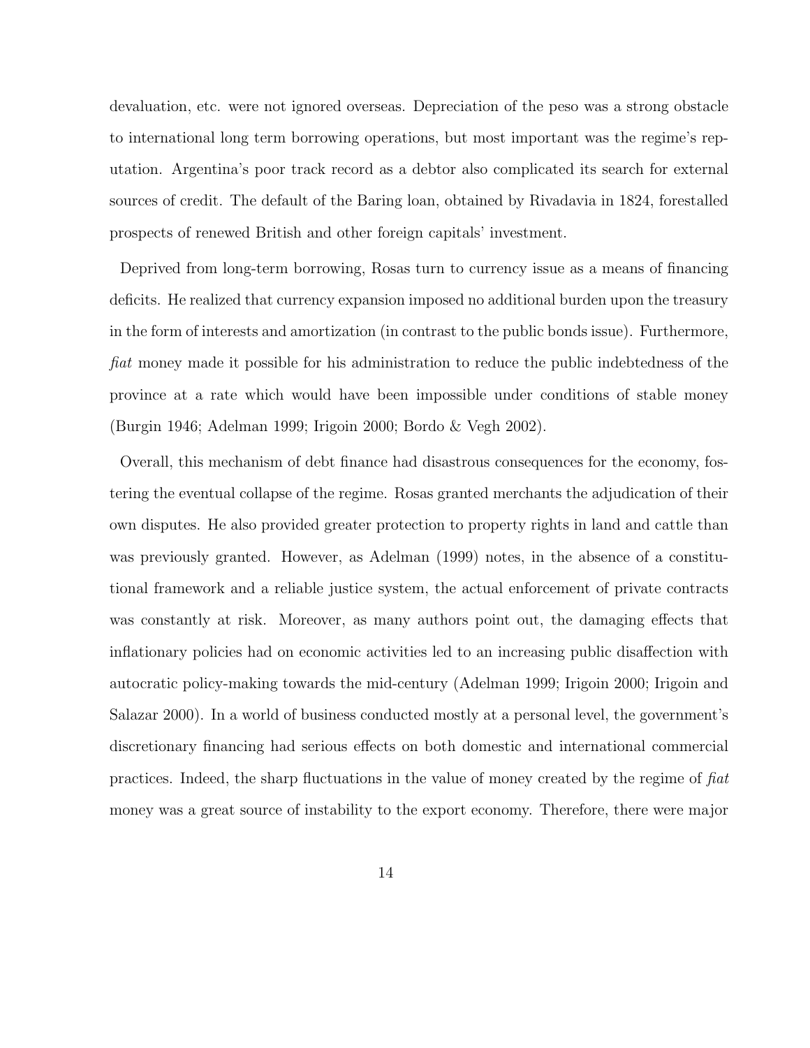devaluation, etc. were not ignored overseas. Depreciation of the peso was a strong obstacle to international long term borrowing operations, but most important was the regime's reputation. Argentina's poor track record as a debtor also complicated its search for external sources of credit. The default of the Baring loan, obtained by Rivadavia in 1824, forestalled prospects of renewed British and other foreign capitals' investment.

Deprived from long-term borrowing, Rosas turn to currency issue as a means of financing deficits. He realized that currency expansion imposed no additional burden upon the treasury in the form of interests and amortization (in contrast to the public bonds issue). Furthermore, *fiat* money made it possible for his administration to reduce the public indebtedness of the province at a rate which would have been impossible under conditions of stable money (Burgin 1946; Adelman 1999; Irigoin 2000; Bordo & Vegh 2002).

Overall, this mechanism of debt finance had disastrous consequences for the economy, fostering the eventual collapse of the regime. Rosas granted merchants the adjudication of their own disputes. He also provided greater protection to property rights in land and cattle than was previously granted. However, as Adelman (1999) notes, in the absence of a constitutional framework and a reliable justice system, the actual enforcement of private contracts was constantly at risk. Moreover, as many authors point out, the damaging effects that inflationary policies had on economic activities led to an increasing public disaffection with autocratic policy-making towards the mid-century (Adelman 1999; Irigoin 2000; Irigoin and Salazar 2000). In a world of business conducted mostly at a personal level, the government's discretionary financing had serious effects on both domestic and international commercial practices. Indeed, the sharp fluctuations in the value of money created by the regime of *fiat* money was a great source of instability to the export economy. Therefore, there were major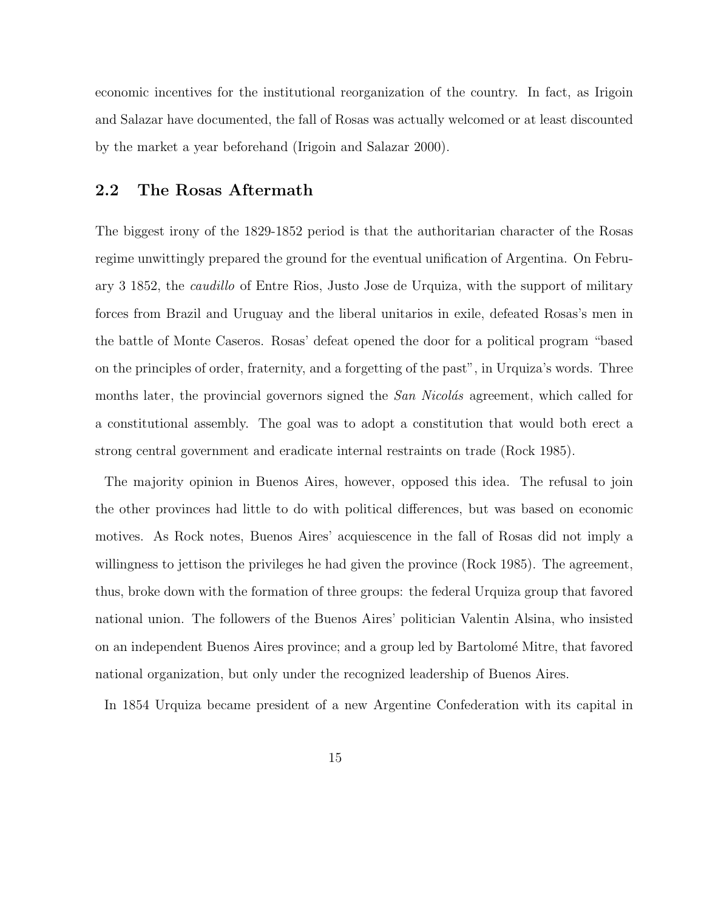economic incentives for the institutional reorganization of the country. In fact, as Irigoin and Salazar have documented, the fall of Rosas was actually welcomed or at least discounted by the market a year beforehand (Irigoin and Salazar 2000).

## 2.2 The Rosas Aftermath

The biggest irony of the 1829-1852 period is that the authoritarian character of the Rosas regime unwittingly prepared the ground for the eventual unification of Argentina. On February 3 1852, the *caudillo* of Entre Rios, Justo Jose de Urquiza, with the support of military forces from Brazil and Uruguay and the liberal unitarios in exile, defeated Rosas's men in the battle of Monte Caseros. Rosas' defeat opened the door for a political program "based on the principles of order, fraternity, and a forgetting of the past", in Urquiza's words. Three months later, the provincial governors signed the *San Nicolás* agreement, which called for a constitutional assembly. The goal was to adopt a constitution that would both erect a strong central government and eradicate internal restraints on trade (Rock 1985).

The majority opinion in Buenos Aires, however, opposed this idea. The refusal to join the other provinces had little to do with political differences, but was based on economic motives. As Rock notes, Buenos Aires' acquiescence in the fall of Rosas did not imply a willingness to jettison the privileges he had given the province (Rock 1985). The agreement, thus, broke down with the formation of three groups: the federal Urquiza group that favored national union. The followers of the Buenos Aires' politician Valentin Alsina, who insisted on an independent Buenos Aires province; and a group led by Bartolomé Mitre, that favored national organization, but only under the recognized leadership of Buenos Aires.

In 1854 Urquiza became president of a new Argentine Confederation with its capital in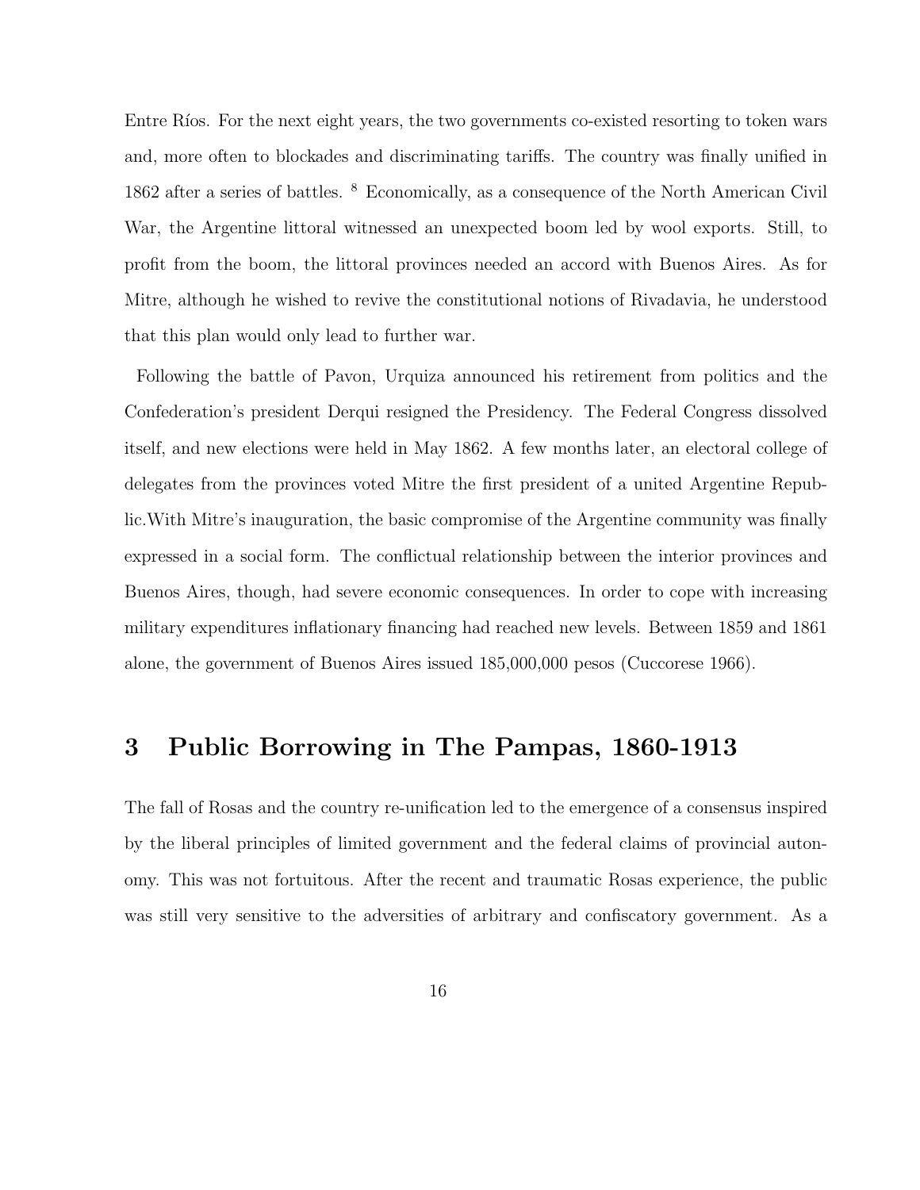Entre Ríos. For the next eight years, the two governments co-existed resorting to token wars and, more often to blockades and discriminating tariffs. The country was finally unified in 1862 after a series of battles. [8] Economically, as a consequence of the North American Civil War, the Argentine littoral witnessed an unexpected boom led by wool exports. Still, to profit from the boom, the littoral provinces needed an accord with Buenos Aires. As for Mitre, although he wished to revive the constitutional notions of Rivadavia, he understood that this plan would only lead to further war.

Following the battle of Pavon, Urquiza announced his retirement from politics and the Confederation's president Derqui resigned the Presidency. The Federal Congress dissolved itself, and new elections were held in May 1862. A few months later, an electoral college of delegates from the provinces voted Mitre the first president of a united Argentine Republic.With Mitre's inauguration, the basic compromise of the Argentine community was finally expressed in a social form. The conflictual relationship between the interior provinces and Buenos Aires, though, had severe economic consequences. In order to cope with increasing military expenditures inflationary financing had reached new levels. Between 1859 and 1861 alone, the government of Buenos Aires issued 185,000,000 pesos (Cuccorese 1966).

# 3 Public Borrowing in The Pampas, 1860-1913

The fall of Rosas and the country re-unification led to the emergence of a consensus inspired by the liberal principles of limited government and the federal claims of provincial autonomy. This was not fortuitous. After the recent and traumatic Rosas experience, the public was still very sensitive to the adversities of arbitrary and confiscatory government. As a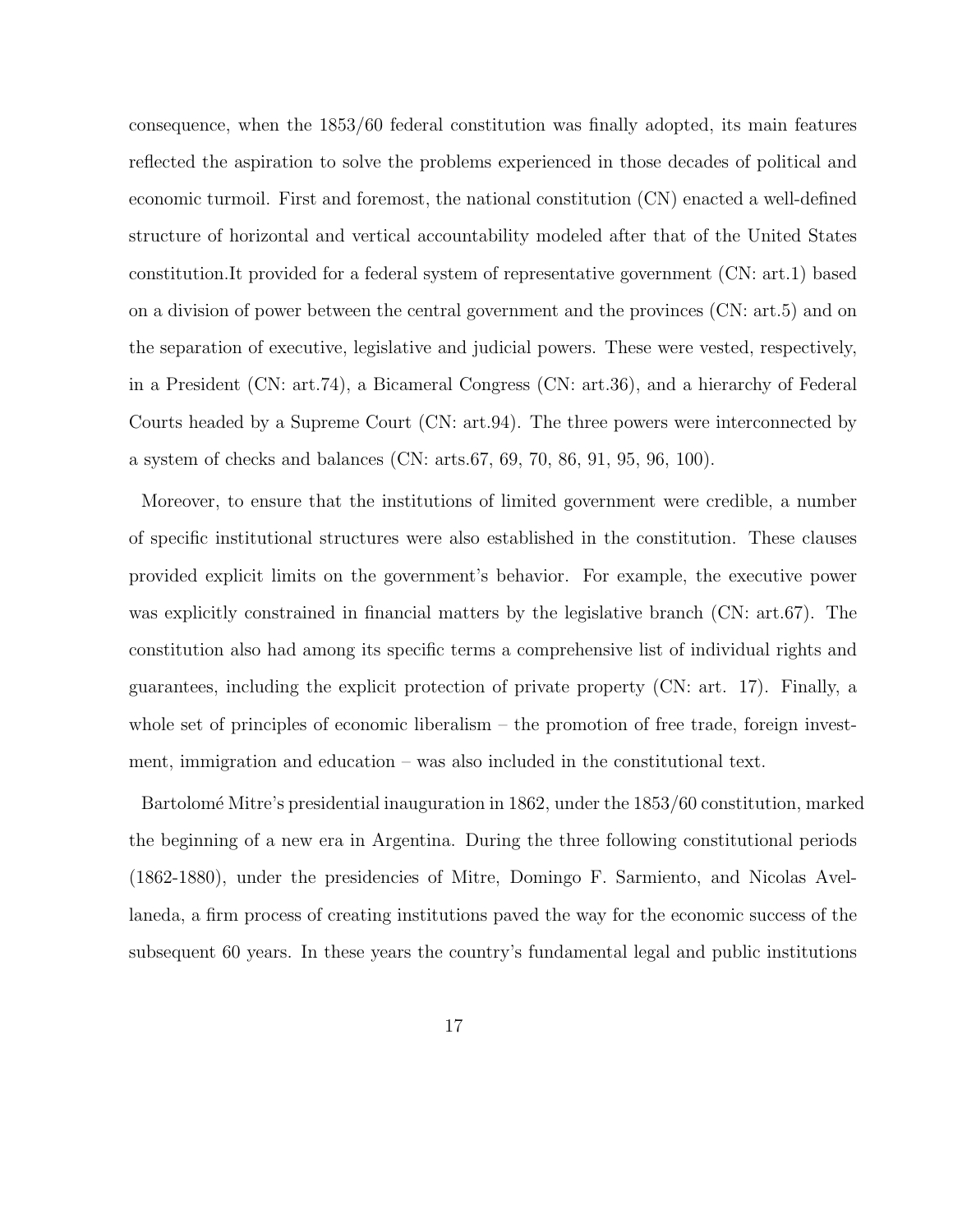consequence, when the 1853/60 federal constitution was finally adopted, its main features reflected the aspiration to solve the problems experienced in those decades of political and economic turmoil. First and foremost, the national constitution (CN) enacted a well-defined structure of horizontal and vertical accountability modeled after that of the United States constitution.It provided for a federal system of representative government (CN: art.1) based on a division of power between the central government and the provinces (CN: art.5) and on the separation of executive, legislative and judicial powers. These were vested, respectively, in a President (CN: art.74), a Bicameral Congress (CN: art.36), and a hierarchy of Federal Courts headed by a Supreme Court (CN: art.94). The three powers were interconnected by a system of checks and balances (CN: arts.67, 69, 70, 86, 91, 95, 96, 100).

Moreover, to ensure that the institutions of limited government were credible, a number of specific institutional structures were also established in the constitution. These clauses provided explicit limits on the government's behavior. For example, the executive power was explicitly constrained in financial matters by the legislative branch (CN: art.67). The constitution also had among its specific terms a comprehensive list of individual rights and guarantees, including the explicit protection of private property (CN: art. 17). Finally, a whole set of principles of economic liberalism – the promotion of free trade, foreign investment, immigration and education – was also included in the constitutional text.

Bartolomé Mitre's presidential inauguration in 1862, under the 1853/60 constitution, marked the beginning of a new era in Argentina. During the three following constitutional periods (1862-1880), under the presidencies of Mitre, Domingo F. Sarmiento, and Nicolas Avellaneda, a firm process of creating institutions paved the way for the economic success of the subsequent 60 years. In these years the country's fundamental legal and public institutions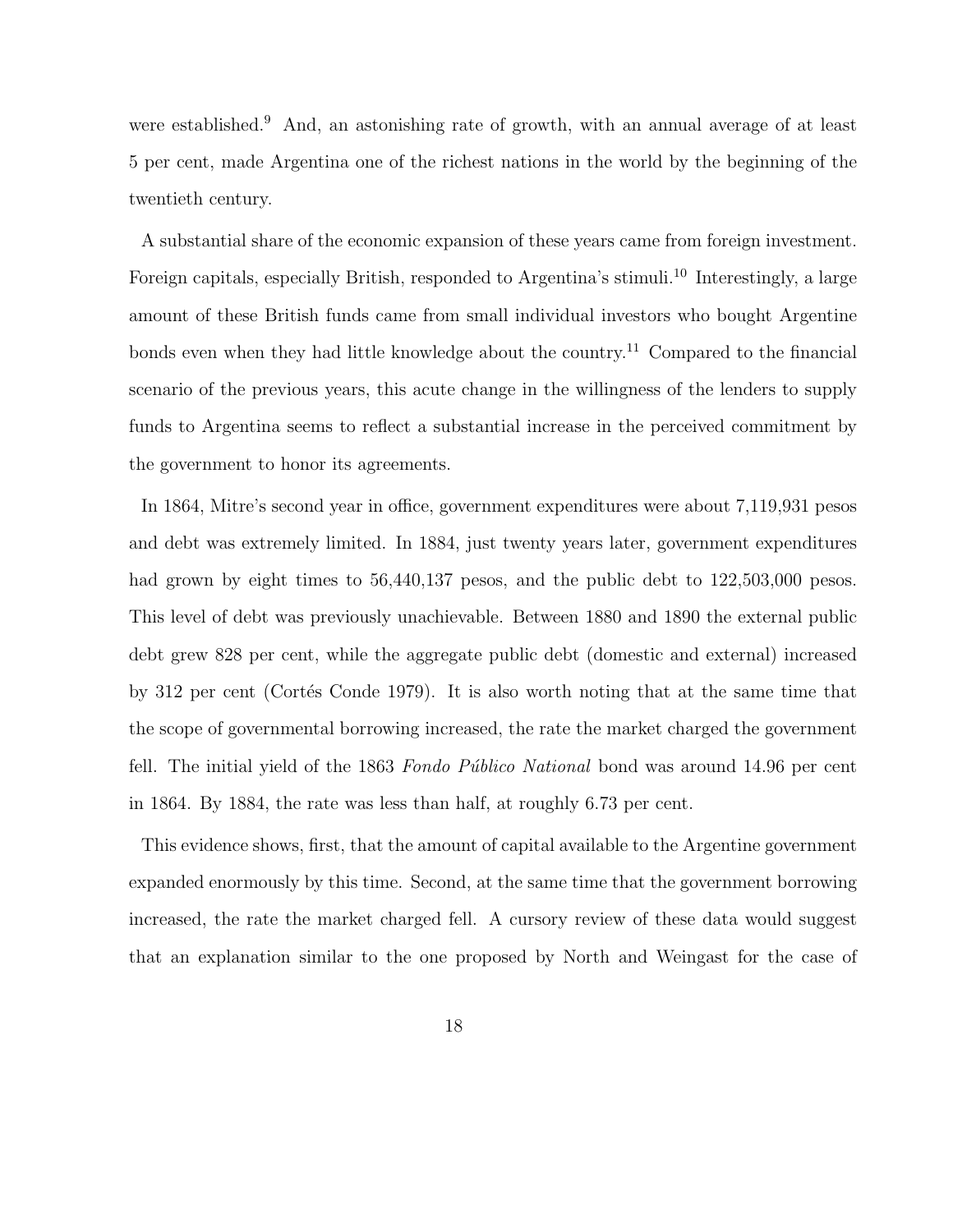were established.[9] And, an astonishing rate of growth, with an annual average of at least 5 per cent, made Argentina one of the richest nations in the world by the beginning of the twentieth century.

A substantial share of the economic expansion of these years came from foreign investment. Foreign capitals, especially British, responded to Argentina's stimuli.[10] Interestingly, a large amount of these British funds came from small individual investors who bought Argentine bonds even when they had little knowledge about the country.[11] Compared to the financial scenario of the previous years, this acute change in the willingness of the lenders to supply funds to Argentina seems to reflect a substantial increase in the perceived commitment by the government to honor its agreements.

In 1864, Mitre's second year in office, government expenditures were about 7,119,931 pesos and debt was extremely limited. In 1884, just twenty years later, government expenditures had grown by eight times to 56,440,137 pesos, and the public debt to 122,503,000 pesos. This level of debt was previously unachievable. Between 1880 and 1890 the external public debt grew 828 per cent, while the aggregate public debt (domestic and external) increased by 312 per cent (Cortés Conde 1979). It is also worth noting that at the same time that the scope of governmental borrowing increased, the rate the market charged the government fell. The initial yield of the 1863 *Fondo Público National* bond was around 14.96 per cent in 1864. By 1884, the rate was less than half, at roughly 6.73 per cent.

This evidence shows, first, that the amount of capital available to the Argentine government expanded enormously by this time. Second, at the same time that the government borrowing increased, the rate the market charged fell. A cursory review of these data would suggest that an explanation similar to the one proposed by North and Weingast for the case of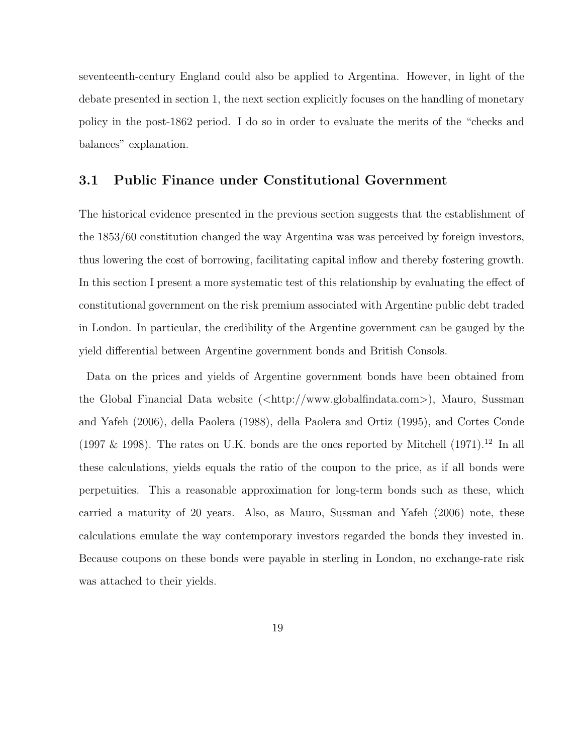seventeenth-century England could also be applied to Argentina. However, in light of the debate presented in section 1, the next section explicitly focuses on the handling of monetary policy in the post-1862 period. I do so in order to evaluate the merits of the "checks and balances" explanation.

## 3.1 Public Finance under Constitutional Government

The historical evidence presented in the previous section suggests that the establishment of the 1853/60 constitution changed the way Argentina was was perceived by foreign investors, thus lowering the cost of borrowing, facilitating capital inflow and thereby fostering growth. In this section I present a more systematic test of this relationship by evaluating the effect of constitutional government on the risk premium associated with Argentine public debt traded in London. In particular, the credibility of the Argentine government can be gauged by the yield differential between Argentine government bonds and British Consols.

Data on the prices and yields of Argentine government bonds have been obtained from the Global Financial Data website (<http://www.globalfindata.com>), Mauro, Sussman and Yafeh (2006), della Paolera (1988), della Paolera and Ortiz (1995), and Cortes Conde (1997 & 1998). The rates on U.K. bonds are the ones reported by Mitchell (1971).[12] In all these calculations, yields equals the ratio of the coupon to the price, as if all bonds were perpetuities. This a reasonable approximation for long-term bonds such as these, which carried a maturity of 20 years. Also, as Mauro, Sussman and Yafeh (2006) note, these calculations emulate the way contemporary investors regarded the bonds they invested in. Because coupons on these bonds were payable in sterling in London, no exchange-rate risk was attached to their yields.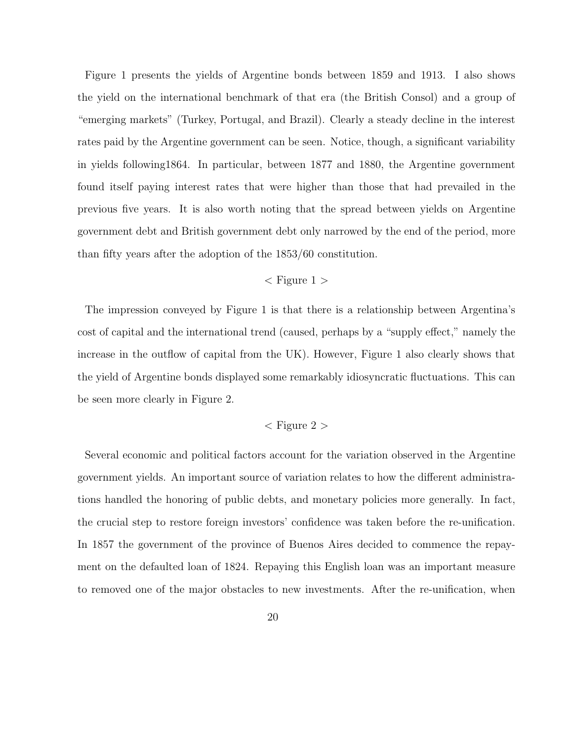Figure 1 presents the yields of Argentine bonds between 1859 and 1913. I also shows the yield on the international benchmark of that era (the British Consol) and a group of "emerging markets" (Turkey, Portugal, and Brazil). Clearly a steady decline in the interest rates paid by the Argentine government can be seen. Notice, though, a significant variability in yields following1864. In particular, between 1877 and 1880, the Argentine government found itself paying interest rates that were higher than those that had prevailed in the previous five years. It is also worth noting that the spread between yields on Argentine government debt and British government debt only narrowed by the end of the period, more than fifty years after the adoption of the 1853/60 constitution.

< Figure 1 >

The impression conveyed by Figure 1 is that there is a relationship between Argentina's cost of capital and the international trend (caused, perhaps by a "supply effect," namely the increase in the outflow of capital from the UK). However, Figure 1 also clearly shows that the yield of Argentine bonds displayed some remarkably idiosyncratic fluctuations. This can be seen more clearly in Figure 2.

< Figure 2 >

Several economic and political factors account for the variation observed in the Argentine government yields. An important source of variation relates to how the different administrations handled the honoring of public debts, and monetary policies more generally. In fact, the crucial step to restore foreign investors' confidence was taken before the re-unification. In 1857 the government of the province of Buenos Aires decided to commence the repayment on the defaulted loan of 1824. Repaying this English loan was an important measure to removed one of the major obstacles to new investments. After the re-unification, when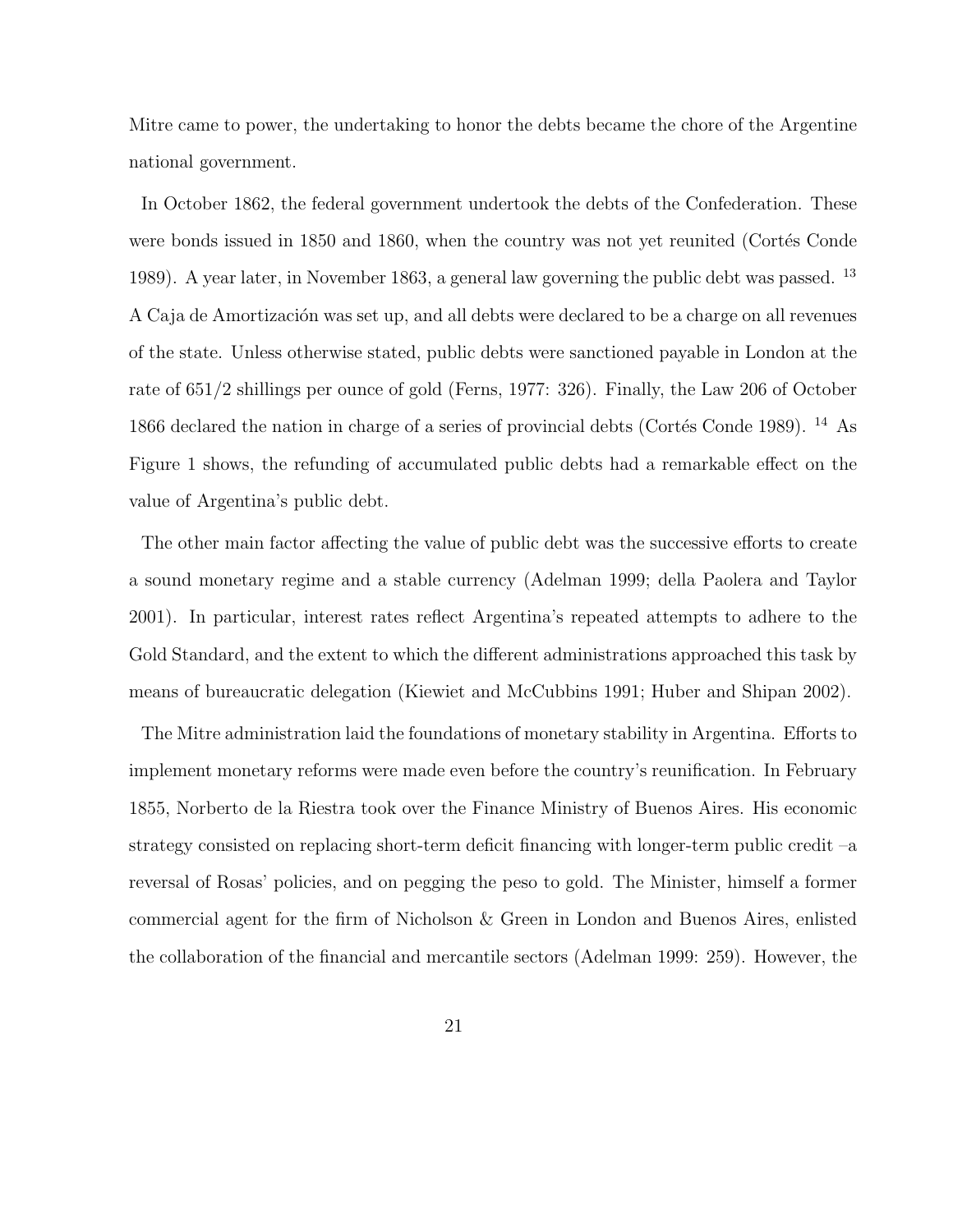Mitre came to power, the undertaking to honor the debts became the chore of the Argentine national government.

In October 1862, the federal government undertook the debts of the Confederation. These were bonds issued in 1850 and 1860, when the country was not yet reunited (Cortés Conde 1989). A year later, in November 1863, a general law governing the public debt was passed. [13] A Caja de Amortización was set up, and all debts were declared to be a charge on all revenues of the state. Unless otherwise stated, public debts were sanctioned payable in London at the rate of 651/2 shillings per ounce of gold (Ferns, 1977: 326). Finally, the Law 206 of October 1866 declared the nation in charge of a series of provincial debts (Cortés Conde 1989). [14] As Figure 1 shows, the refunding of accumulated public debts had a remarkable effect on the value of Argentina's public debt.

The other main factor affecting the value of public debt was the successive efforts to create a sound monetary regime and a stable currency (Adelman 1999; della Paolera and Taylor 2001). In particular, interest rates reflect Argentina's repeated attempts to adhere to the Gold Standard, and the extent to which the different administrations approached this task by means of bureaucratic delegation (Kiewiet and McCubbins 1991; Huber and Shipan 2002).

The Mitre administration laid the foundations of monetary stability in Argentina. Efforts to implement monetary reforms were made even before the country's reunification. In February 1855, Norberto de la Riestra took over the Finance Ministry of Buenos Aires. His economic strategy consisted on replacing short-term deficit financing with longer-term public credit –a reversal of Rosas' policies, and on pegging the peso to gold. The Minister, himself a former commercial agent for the firm of Nicholson & Green in London and Buenos Aires, enlisted the collaboration of the financial and mercantile sectors (Adelman 1999: 259). However, the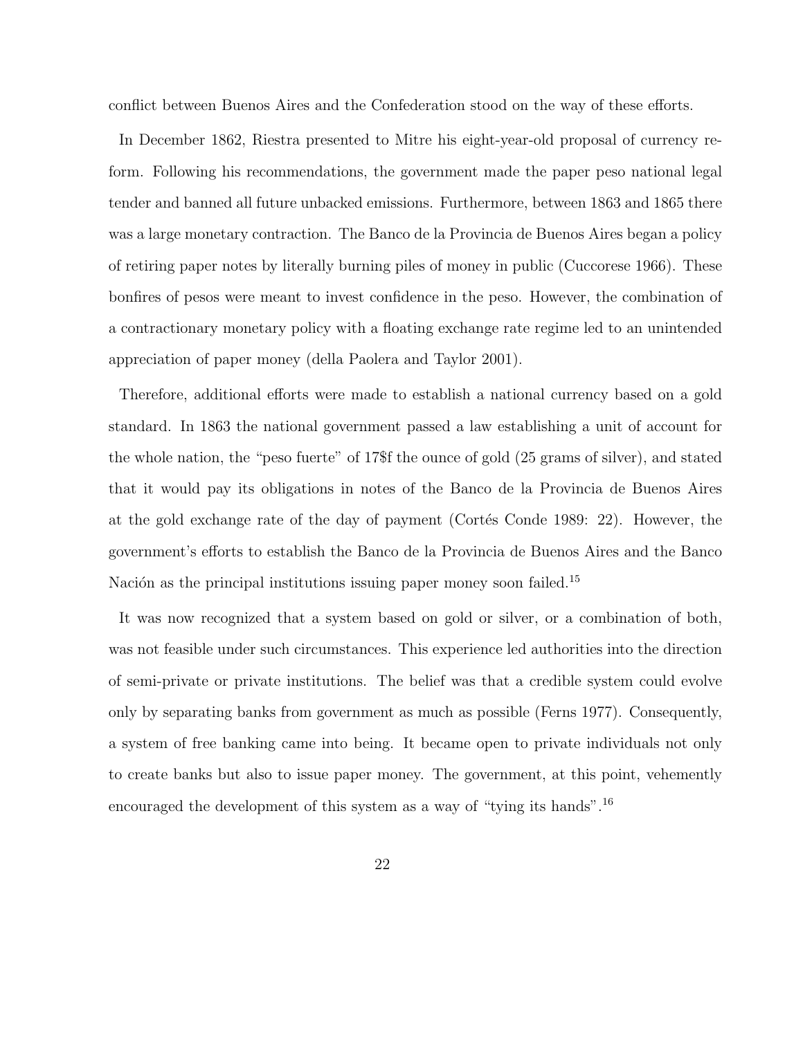conflict between Buenos Aires and the Confederation stood on the way of these efforts.

In December 1862, Riestra presented to Mitre his eight-year-old proposal of currency reform. Following his recommendations, the government made the paper peso national legal tender and banned all future unbacked emissions. Furthermore, between 1863 and 1865 there was a large monetary contraction. The Banco de la Provincia de Buenos Aires began a policy of retiring paper notes by literally burning piles of money in public (Cuccorese 1966). These bonfires of pesos were meant to invest confidence in the peso. However, the combination of a contractionary monetary policy with a floating exchange rate regime led to an unintended appreciation of paper money (della Paolera and Taylor 2001).

Therefore, additional efforts were made to establish a national currency based on a gold standard. In 1863 the national government passed a law establishing a unit of account for the whole nation, the "peso fuerte" of 17$f the ounce of gold (25 grams of silver), and stated that it would pay its obligations in notes of the Banco de la Provincia de Buenos Aires at the gold exchange rate of the day of payment (Cortés Conde 1989: 22). However, the government's efforts to establish the Banco de la Provincia de Buenos Aires and the Banco Nación as the principal institutions issuing paper money soon failed.[15]

It was now recognized that a system based on gold or silver, or a combination of both, was not feasible under such circumstances. This experience led authorities into the direction of semi-private or private institutions. The belief was that a credible system could evolve only by separating banks from government as much as possible (Ferns 1977). Consequently, a system of free banking came into being. It became open to private individuals not only to create banks but also to issue paper money. The government, at this point, vehemently encouraged the development of this system as a way of "tying its hands".[16]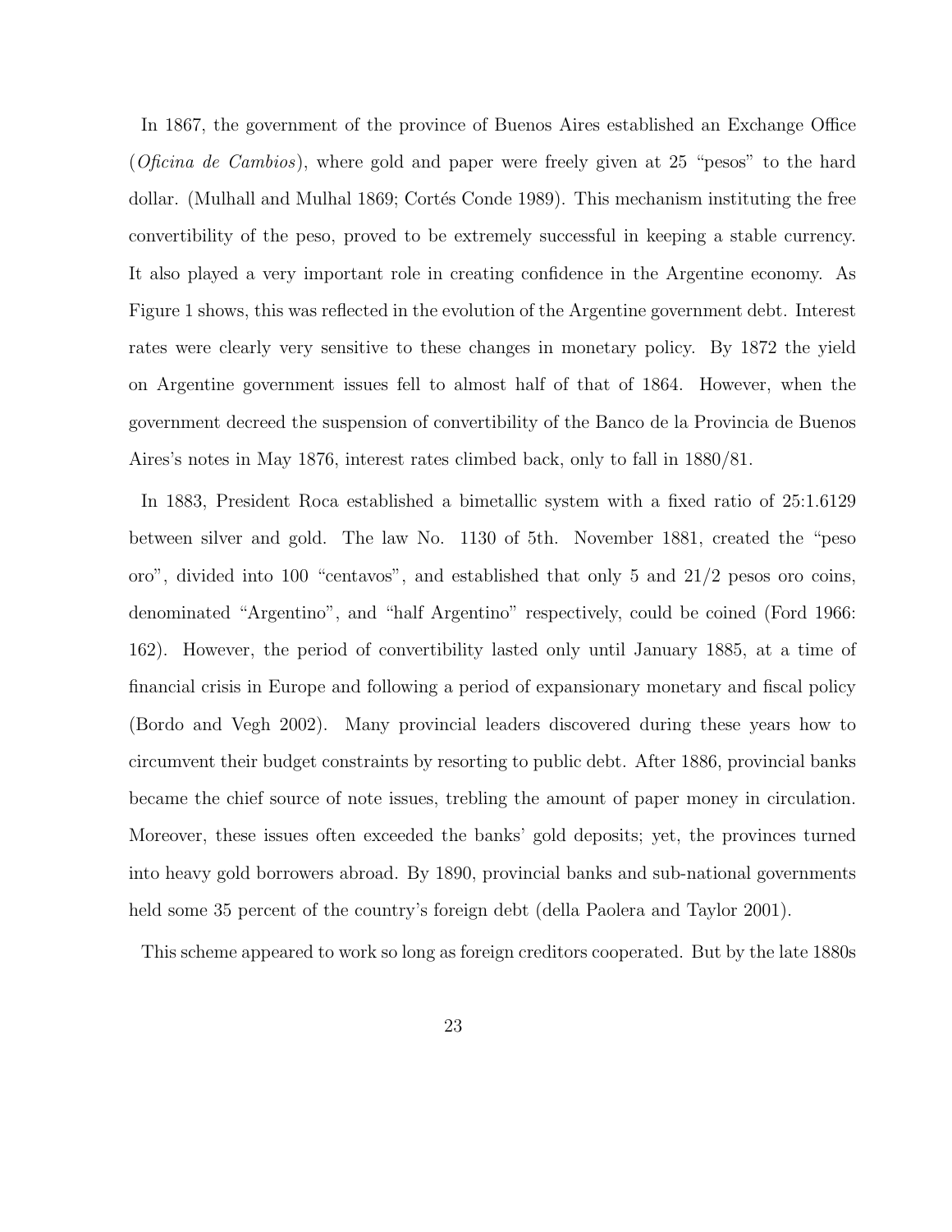In 1867, the government of the province of Buenos Aires established an Exchange Office (*Oficina de Cambios*), where gold and paper were freely given at 25 "pesos" to the hard dollar. (Mulhall and Mulhal 1869; Cortés Conde 1989). This mechanism instituting the free convertibility of the peso, proved to be extremely successful in keeping a stable currency. It also played a very important role in creating confidence in the Argentine economy. As Figure 1 shows, this was reflected in the evolution of the Argentine government debt. Interest rates were clearly very sensitive to these changes in monetary policy. By 1872 the yield on Argentine government issues fell to almost half of that of 1864. However, when the government decreed the suspension of convertibility of the Banco de la Provincia de Buenos Aires's notes in May 1876, interest rates climbed back, only to fall in 1880/81.

In 1883, President Roca established a bimetallic system with a fixed ratio of 25:1.6129 between silver and gold. The law No. 1130 of 5th. November 1881, created the "peso oro", divided into 100 "centavos", and established that only 5 and 21/2 pesos oro coins, denominated "Argentino", and "half Argentino" respectively, could be coined (Ford 1966: 162). However, the period of convertibility lasted only until January 1885, at a time of financial crisis in Europe and following a period of expansionary monetary and fiscal policy (Bordo and Vegh 2002). Many provincial leaders discovered during these years how to circumvent their budget constraints by resorting to public debt. After 1886, provincial banks became the chief source of note issues, trebling the amount of paper money in circulation. Moreover, these issues often exceeded the banks' gold deposits; yet, the provinces turned into heavy gold borrowers abroad. By 1890, provincial banks and sub-national governments held some 35 percent of the country's foreign debt (della Paolera and Taylor 2001).

This scheme appeared to work so long as foreign creditors cooperated. But by the late 1880s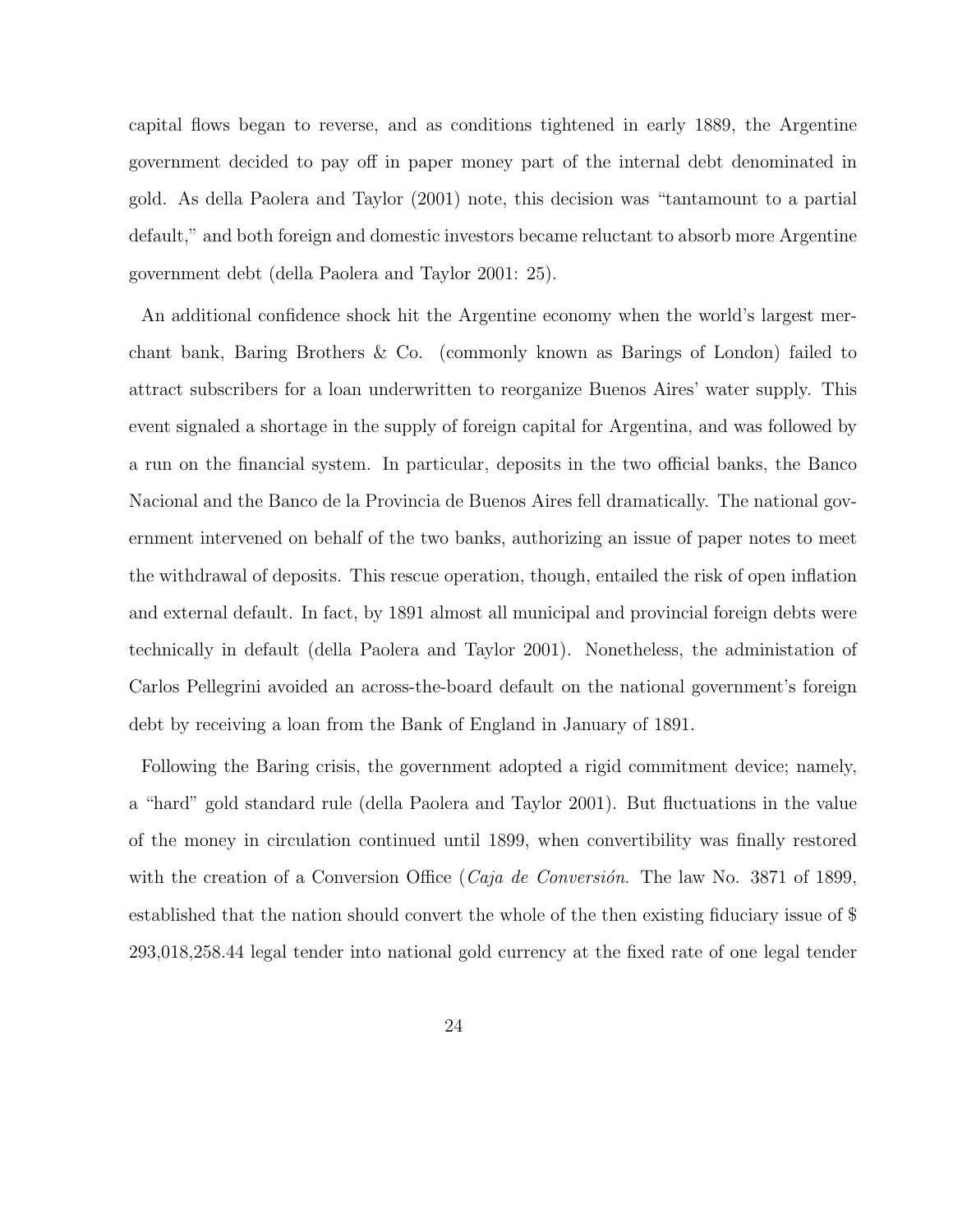capital flows began to reverse, and as conditions tightened in early 1889, the Argentine government decided to pay off in paper money part of the internal debt denominated in gold. As della Paolera and Taylor (2001) note, this decision was "tantamount to a partial default," and both foreign and domestic investors became reluctant to absorb more Argentine government debt (della Paolera and Taylor 2001: 25).

An additional confidence shock hit the Argentine economy when the world's largest merchant bank, Baring Brothers & Co. (commonly known as Barings of London) failed to attract subscribers for a loan underwritten to reorganize Buenos Aires' water supply. This event signaled a shortage in the supply of foreign capital for Argentina, and was followed by a run on the financial system. In particular, deposits in the two official banks, the Banco Nacional and the Banco de la Provincia de Buenos Aires fell dramatically. The national government intervened on behalf of the two banks, authorizing an issue of paper notes to meet the withdrawal of deposits. This rescue operation, though, entailed the risk of open inflation and external default. In fact, by 1891 almost all municipal and provincial foreign debts were technically in default (della Paolera and Taylor 2001). Nonetheless, the administation of Carlos Pellegrini avoided an across-the-board default on the national government's foreign debt by receiving a loan from the Bank of England in January of 1891.

Following the Baring crisis, the government adopted a rigid commitment device; namely, a "hard" gold standard rule (della Paolera and Taylor 2001). But fluctuations in the value of the money in circulation continued until 1899, when convertibility was finally restored with the creation of a Conversion Office (*Caja de Conversión*. The law No. 3871 of 1899, established that the nation should convert the whole of the then existing fiduciary issue of $ 293,018,258.44 legal tender into national gold currency at the fixed rate of one legal tender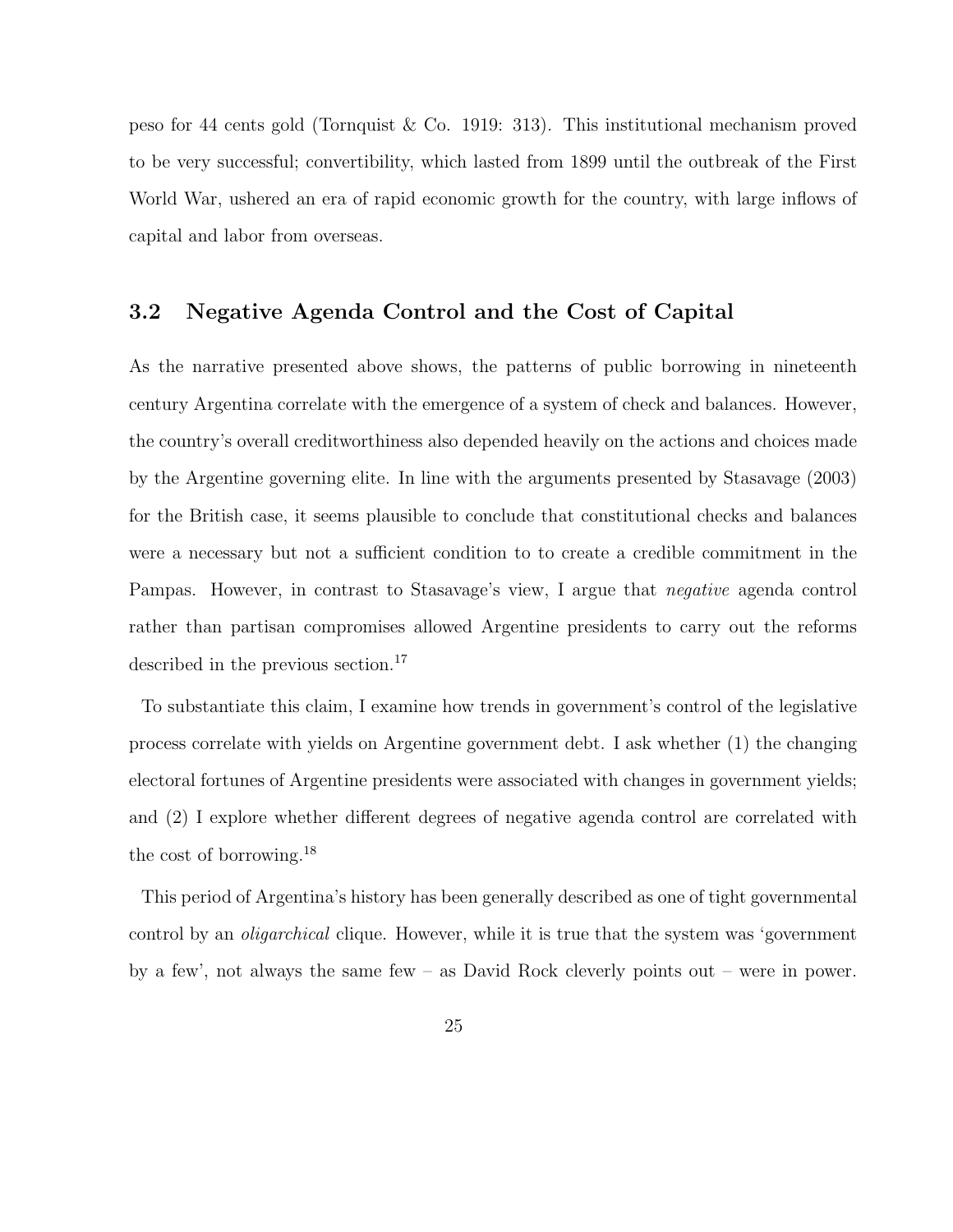peso for 44 cents gold (Tornquist & Co. 1919: 313). This institutional mechanism proved to be very successful; convertibility, which lasted from 1899 until the outbreak of the First World War, ushered an era of rapid economic growth for the country, with large inflows of capital and labor from overseas.

## 3.2 Negative Agenda Control and the Cost of Capital

As the narrative presented above shows, the patterns of public borrowing in nineteenth century Argentina correlate with the emergence of a system of check and balances. However, the country's overall creditworthiness also depended heavily on the actions and choices made by the Argentine governing elite. In line with the arguments presented by Stasavage (2003) for the British case, it seems plausible to conclude that constitutional checks and balances were a necessary but not a sufficient condition to to create a credible commitment in the Pampas. However, in contrast to Stasavage's view, I argue that *negative* agenda control rather than partisan compromises allowed Argentine presidents to carry out the reforms described in the previous section.[17]

To substantiate this claim, I examine how trends in government's control of the legislative process correlate with yields on Argentine government debt. I ask whether (1) the changing electoral fortunes of Argentine presidents were associated with changes in government yields; and (2) I explore whether different degrees of negative agenda control are correlated with the cost of borrowing.[18]

This period of Argentina's history has been generally described as one of tight governmental control by an *oligarchical* clique. However, while it is true that the system was 'government by a few', not always the same few – as David Rock cleverly points out – were in power.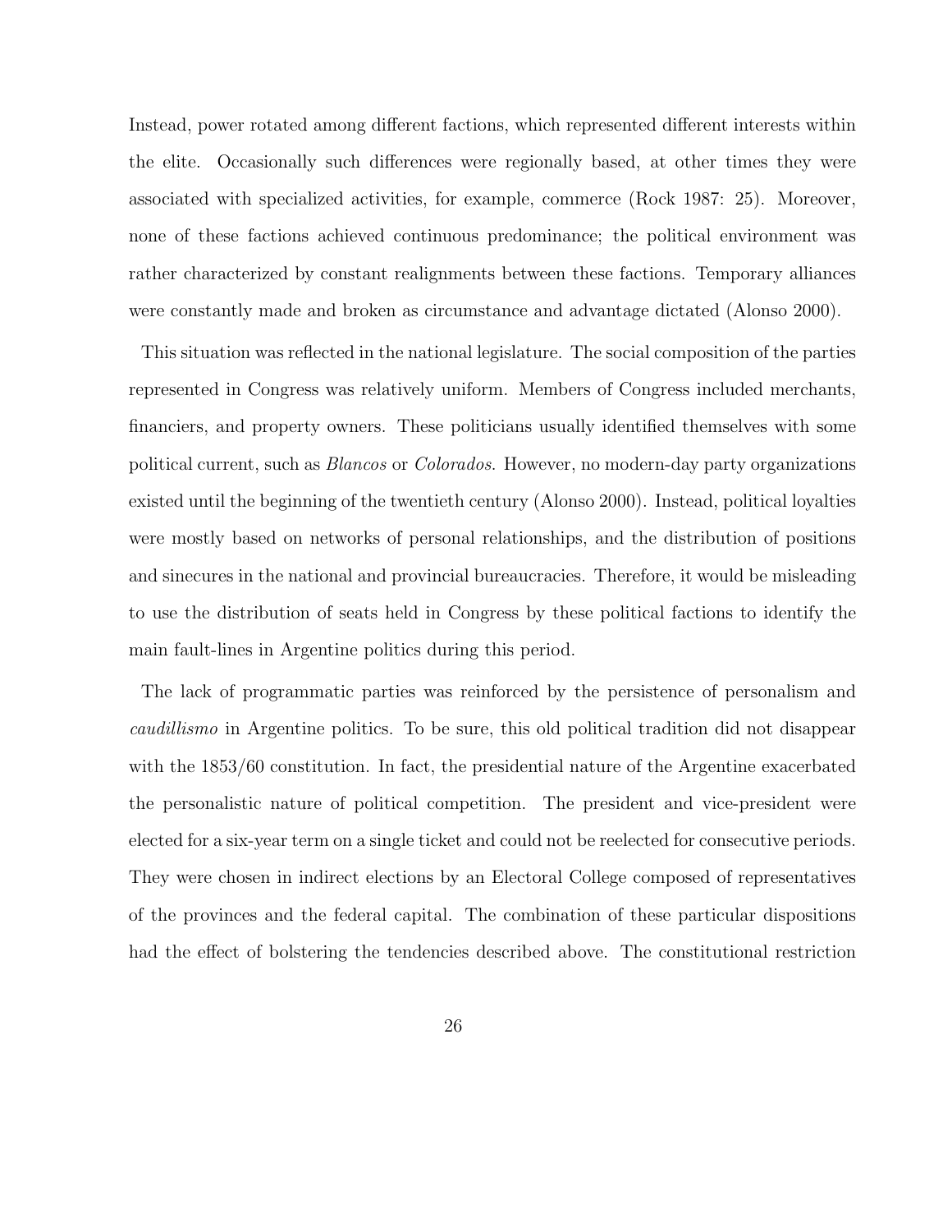Instead, power rotated among different factions, which represented different interests within the elite. Occasionally such differences were regionally based, at other times they were associated with specialized activities, for example, commerce (Rock 1987: 25). Moreover, none of these factions achieved continuous predominance; the political environment was rather characterized by constant realignments between these factions. Temporary alliances were constantly made and broken as circumstance and advantage dictated (Alonso 2000).

This situation was reflected in the national legislature. The social composition of the parties represented in Congress was relatively uniform. Members of Congress included merchants, financiers, and property owners. These politicians usually identified themselves with some political current, such as *Blancos* or *Colorados*. However, no modern-day party organizations existed until the beginning of the twentieth century (Alonso 2000). Instead, political loyalties were mostly based on networks of personal relationships, and the distribution of positions and sinecures in the national and provincial bureaucracies. Therefore, it would be misleading to use the distribution of seats held in Congress by these political factions to identify the main fault-lines in Argentine politics during this period.

The lack of programmatic parties was reinforced by the persistence of personalism and *caudillismo* in Argentine politics. To be sure, this old political tradition did not disappear with the 1853/60 constitution. In fact, the presidential nature of the Argentine exacerbated the personalistic nature of political competition. The president and vice-president were elected for a six-year term on a single ticket and could not be reelected for consecutive periods. They were chosen in indirect elections by an Electoral College composed of representatives of the provinces and the federal capital. The combination of these particular dispositions had the effect of bolstering the tendencies described above. The constitutional restriction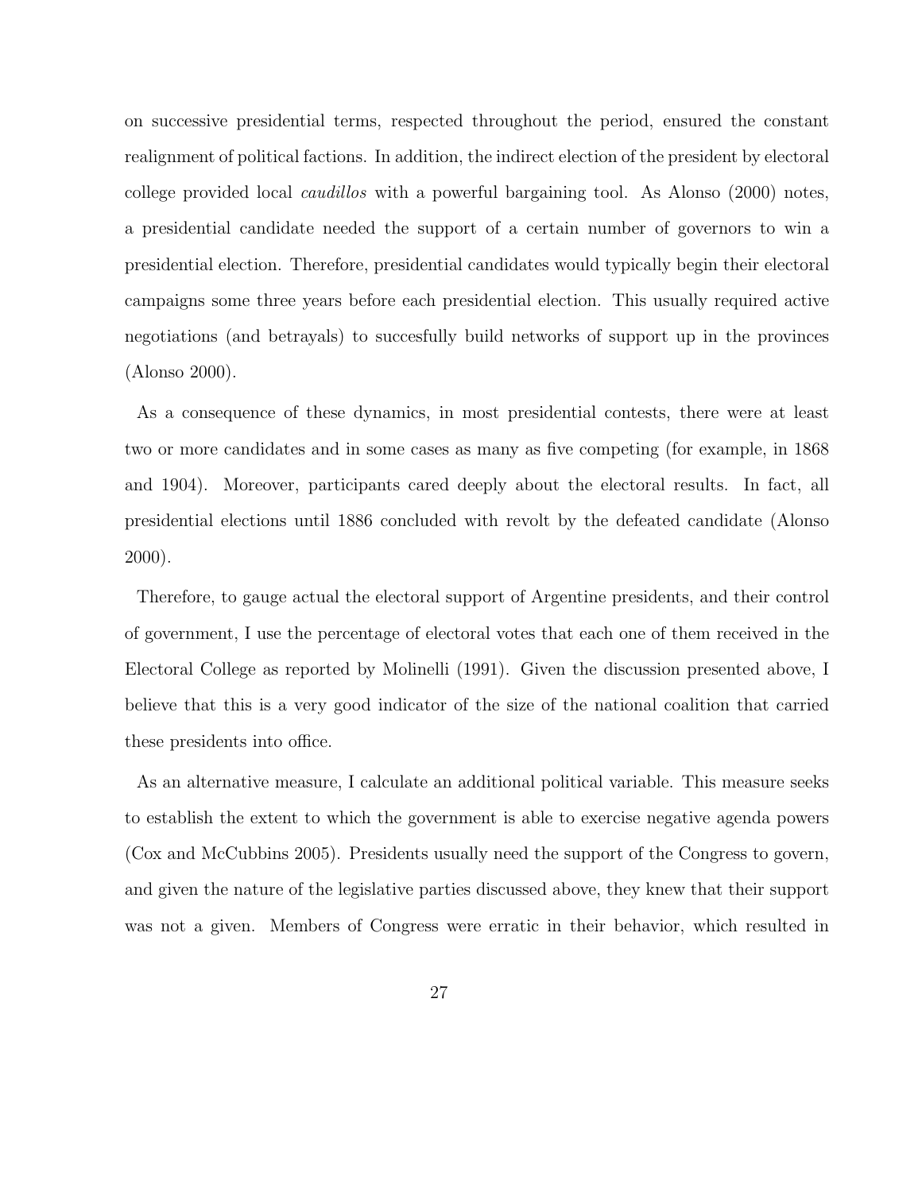on successive presidential terms, respected throughout the period, ensured the constant realignment of political factions. In addition, the indirect election of the president by electoral college provided local *caudillos* with a powerful bargaining tool. As Alonso (2000) notes, a presidential candidate needed the support of a certain number of governors to win a presidential election. Therefore, presidential candidates would typically begin their electoral campaigns some three years before each presidential election. This usually required active negotiations (and betrayals) to succesfully build networks of support up in the provinces (Alonso 2000).

As a consequence of these dynamics, in most presidential contests, there were at least two or more candidates and in some cases as many as five competing (for example, in 1868 and 1904). Moreover, participants cared deeply about the electoral results. In fact, all presidential elections until 1886 concluded with revolt by the defeated candidate (Alonso 2000).

Therefore, to gauge actual the electoral support of Argentine presidents, and their control of government, I use the percentage of electoral votes that each one of them received in the Electoral College as reported by Molinelli (1991). Given the discussion presented above, I believe that this is a very good indicator of the size of the national coalition that carried these presidents into office.

As an alternative measure, I calculate an additional political variable. This measure seeks to establish the extent to which the government is able to exercise negative agenda powers (Cox and McCubbins 2005). Presidents usually need the support of the Congress to govern, and given the nature of the legislative parties discussed above, they knew that their support was not a given. Members of Congress were erratic in their behavior, which resulted in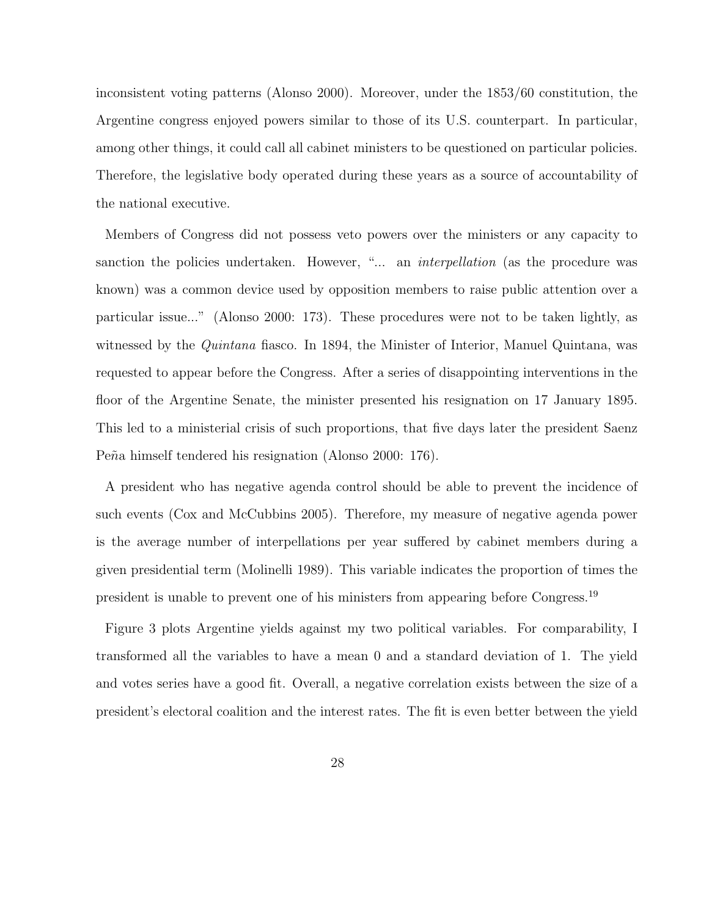inconsistent voting patterns (Alonso 2000). Moreover, under the 1853/60 constitution, the Argentine congress enjoyed powers similar to those of its U.S. counterpart. In particular, among other things, it could call all cabinet ministers to be questioned on particular policies. Therefore, the legislative body operated during these years as a source of accountability of the national executive.

Members of Congress did not possess veto powers over the ministers or any capacity to sanction the policies undertaken. However, "... an *interpellation* (as the procedure was known) was a common device used by opposition members to raise public attention over a particular issue..." (Alonso 2000: 173). These procedures were not to be taken lightly, as witnessed by the *Quintana* fiasco. In 1894, the Minister of Interior, Manuel Quintana, was requested to appear before the Congress. After a series of disappointing interventions in the floor of the Argentine Senate, the minister presented his resignation on 17 January 1895. This led to a ministerial crisis of such proportions, that five days later the president Saenz Peña himself tendered his resignation (Alonso 2000: 176).

A president who has negative agenda control should be able to prevent the incidence of such events (Cox and McCubbins 2005). Therefore, my measure of negative agenda power is the average number of interpellations per year suffered by cabinet members during a given presidential term (Molinelli 1989). This variable indicates the proportion of times the president is unable to prevent one of his ministers from appearing before Congress.[19]

Figure 3 plots Argentine yields against my two political variables. For comparability, I transformed all the variables to have a mean 0 and a standard deviation of 1. The yield and votes series have a good fit. Overall, a negative correlation exists between the size of a president's electoral coalition and the interest rates. The fit is even better between the yield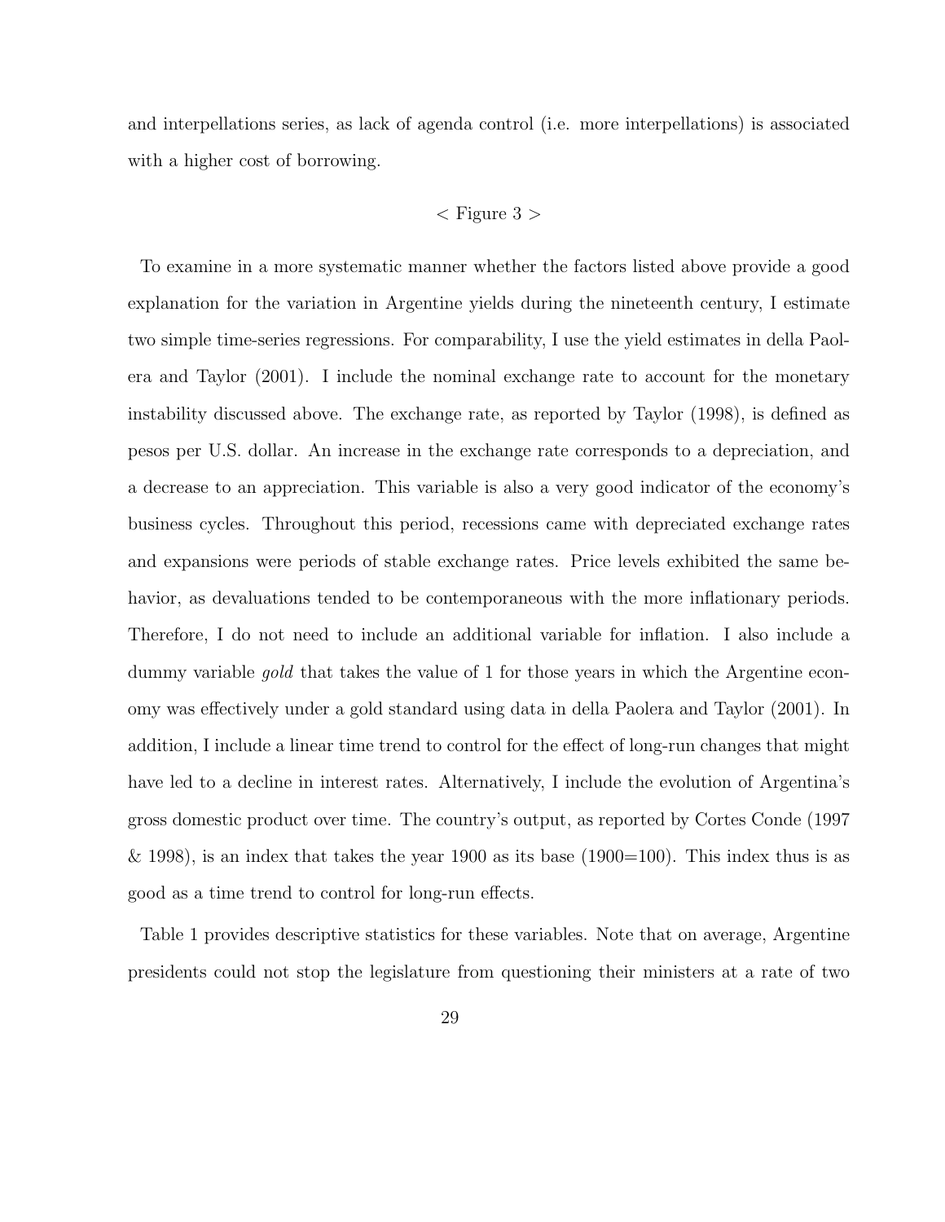and interpellations series, as lack of agenda control (i.e. more interpellations) is associated with a higher cost of borrowing.

< Figure 3 >

To examine in a more systematic manner whether the factors listed above provide a good explanation for the variation in Argentine yields during the nineteenth century, I estimate two simple time-series regressions. For comparability, I use the yield estimates in della Paolera and Taylor (2001). I include the nominal exchange rate to account for the monetary instability discussed above. The exchange rate, as reported by Taylor (1998), is defined as pesos per U.S. dollar. An increase in the exchange rate corresponds to a depreciation, and a decrease to an appreciation. This variable is also a very good indicator of the economy's business cycles. Throughout this period, recessions came with depreciated exchange rates and expansions were periods of stable exchange rates. Price levels exhibited the same behavior, as devaluations tended to be contemporaneous with the more inflationary periods. Therefore, I do not need to include an additional variable for inflation. I also include a dummy variable *gold* that takes the value of 1 for those years in which the Argentine economy was effectively under a gold standard using data in della Paolera and Taylor (2001). In addition, I include a linear time trend to control for the effect of long-run changes that might have led to a decline in interest rates. Alternatively, I include the evolution of Argentina's gross domestic product over time. The country's output, as reported by Cortes Conde (1997 & 1998), is an index that takes the year 1900 as its base (1900=100). This index thus is as good as a time trend to control for long-run effects.

Table 1 provides descriptive statistics for these variables. Note that on average, Argentine presidents could not stop the legislature from questioning their ministers at a rate of two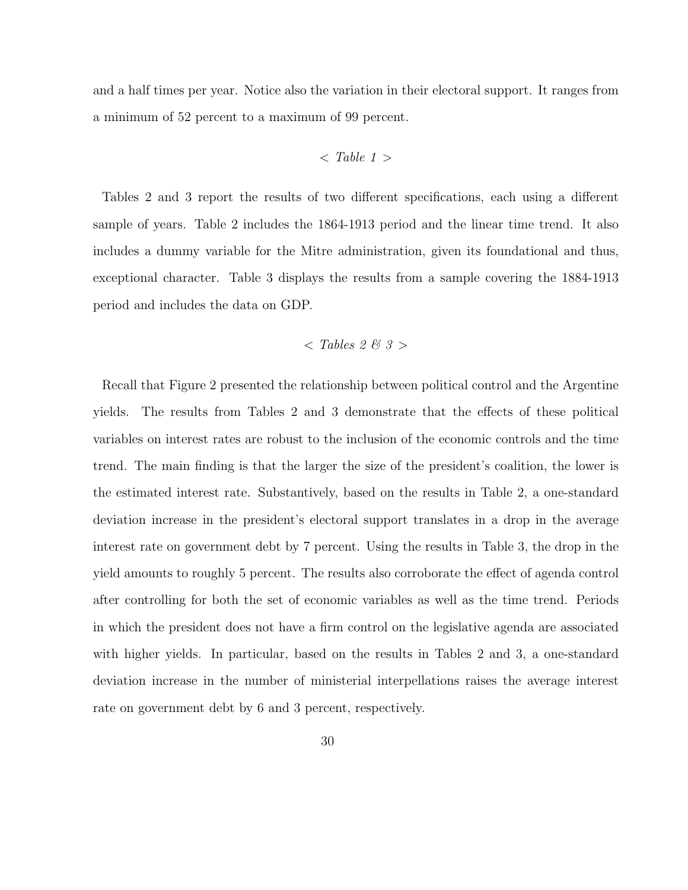and a half times per year. Notice also the variation in their electoral support. It ranges from a minimum of 52 percent to a maximum of 99 percent.

< *Table 1* >

Tables 2 and 3 report the results of two different specifications, each using a different sample of years. Table 2 includes the 1864-1913 period and the linear time trend. It also includes a dummy variable for the Mitre administration, given its foundational and thus, exceptional character. Table 3 displays the results from a sample covering the 1884-1913 period and includes the data on GDP.

< *Tables 2 & 3* >

Recall that Figure 2 presented the relationship between political control and the Argentine yields. The results from Tables 2 and 3 demonstrate that the effects of these political variables on interest rates are robust to the inclusion of the economic controls and the time trend. The main finding is that the larger the size of the president's coalition, the lower is the estimated interest rate. Substantively, based on the results in Table 2, a one-standard deviation increase in the president's electoral support translates in a drop in the average interest rate on government debt by 7 percent. Using the results in Table 3, the drop in the yield amounts to roughly 5 percent. The results also corroborate the effect of agenda control after controlling for both the set of economic variables as well as the time trend. Periods in which the president does not have a firm control on the legislative agenda are associated with higher yields. In particular, based on the results in Tables 2 and 3, a one-standard deviation increase in the number of ministerial interpellations raises the average interest rate on government debt by 6 and 3 percent, respectively.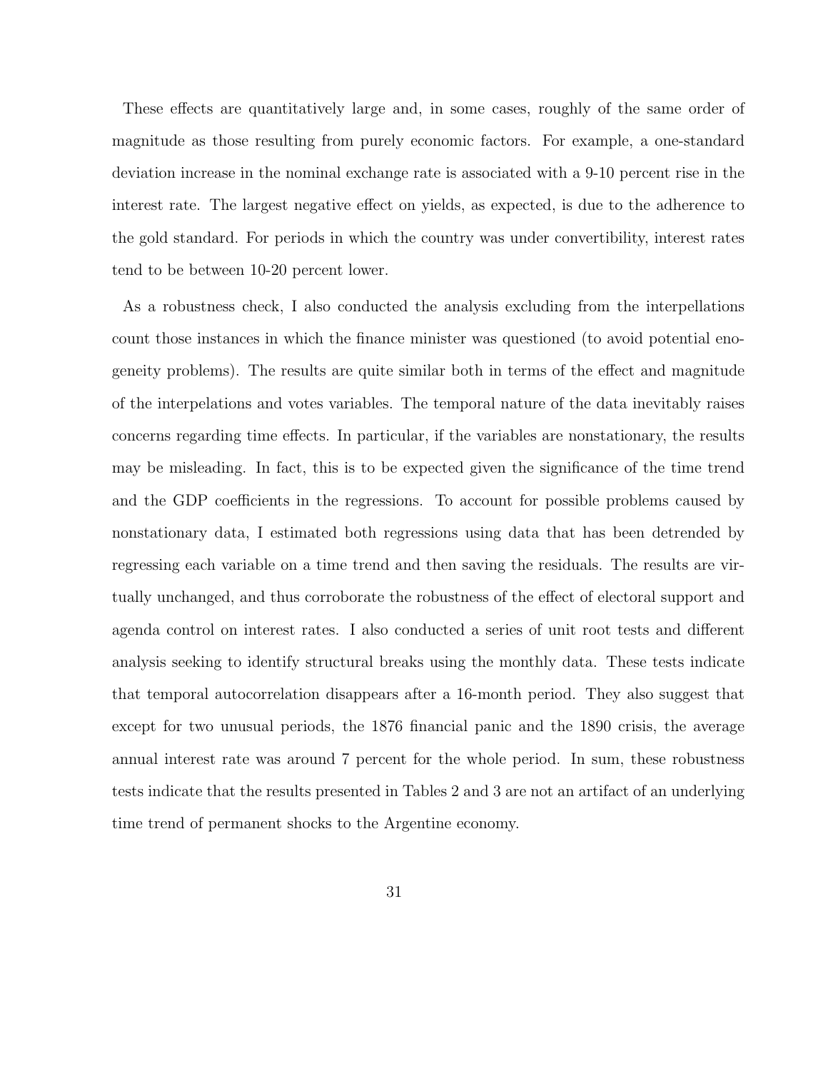These effects are quantitatively large and, in some cases, roughly of the same order of magnitude as those resulting from purely economic factors. For example, a one-standard deviation increase in the nominal exchange rate is associated with a 9-10 percent rise in the interest rate. The largest negative effect on yields, as expected, is due to the adherence to the gold standard. For periods in which the country was under convertibility, interest rates tend to be between 10-20 percent lower.

As a robustness check, I also conducted the analysis excluding from the interpellations count those instances in which the finance minister was questioned (to avoid potential enogeneity problems). The results are quite similar both in terms of the effect and magnitude of the interpelations and votes variables. The temporal nature of the data inevitably raises concerns regarding time effects. In particular, if the variables are nonstationary, the results may be misleading. In fact, this is to be expected given the significance of the time trend and the GDP coefficients in the regressions. To account for possible problems caused by nonstationary data, I estimated both regressions using data that has been detrended by regressing each variable on a time trend and then saving the residuals. The results are virtually unchanged, and thus corroborate the robustness of the effect of electoral support and agenda control on interest rates. I also conducted a series of unit root tests and different analysis seeking to identify structural breaks using the monthly data. These tests indicate that temporal autocorrelation disappears after a 16-month period. They also suggest that except for two unusual periods, the 1876 financial panic and the 1890 crisis, the average annual interest rate was around 7 percent for the whole period. In sum, these robustness tests indicate that the results presented in Tables 2 and 3 are not an artifact of an underlying time trend of permanent shocks to the Argentine economy.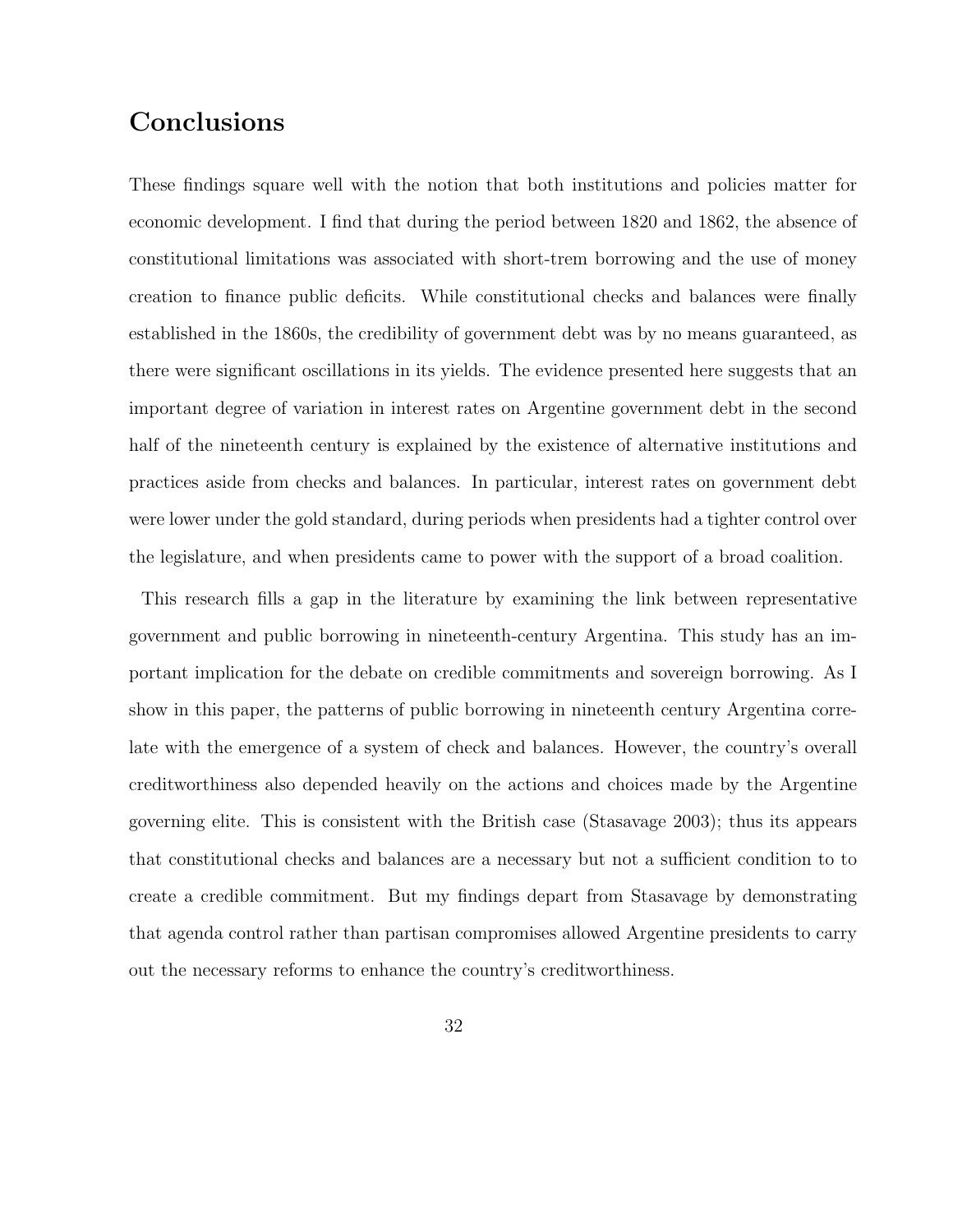# Conclusions

These findings square well with the notion that both institutions and policies matter for economic development. I find that during the period between 1820 and 1862, the absence of constitutional limitations was associated with short-trem borrowing and the use of money creation to finance public deficits. While constitutional checks and balances were finally established in the 1860s, the credibility of government debt was by no means guaranteed, as there were significant oscillations in its yields. The evidence presented here suggests that an important degree of variation in interest rates on Argentine government debt in the second half of the nineteenth century is explained by the existence of alternative institutions and practices aside from checks and balances. In particular, interest rates on government debt were lower under the gold standard, during periods when presidents had a tighter control over the legislature, and when presidents came to power with the support of a broad coalition.

This research fills a gap in the literature by examining the link between representative government and public borrowing in nineteenth-century Argentina. This study has an important implication for the debate on credible commitments and sovereign borrowing. As I show in this paper, the patterns of public borrowing in nineteenth century Argentina correlate with the emergence of a system of check and balances. However, the country's overall creditworthiness also depended heavily on the actions and choices made by the Argentine governing elite. This is consistent with the British case (Stasavage 2003); thus its appears that constitutional checks and balances are a necessary but not a sufficient condition to to create a credible commitment. But my findings depart from Stasavage by demonstrating that agenda control rather than partisan compromises allowed Argentine presidents to carry out the necessary reforms to enhance the country's creditworthiness.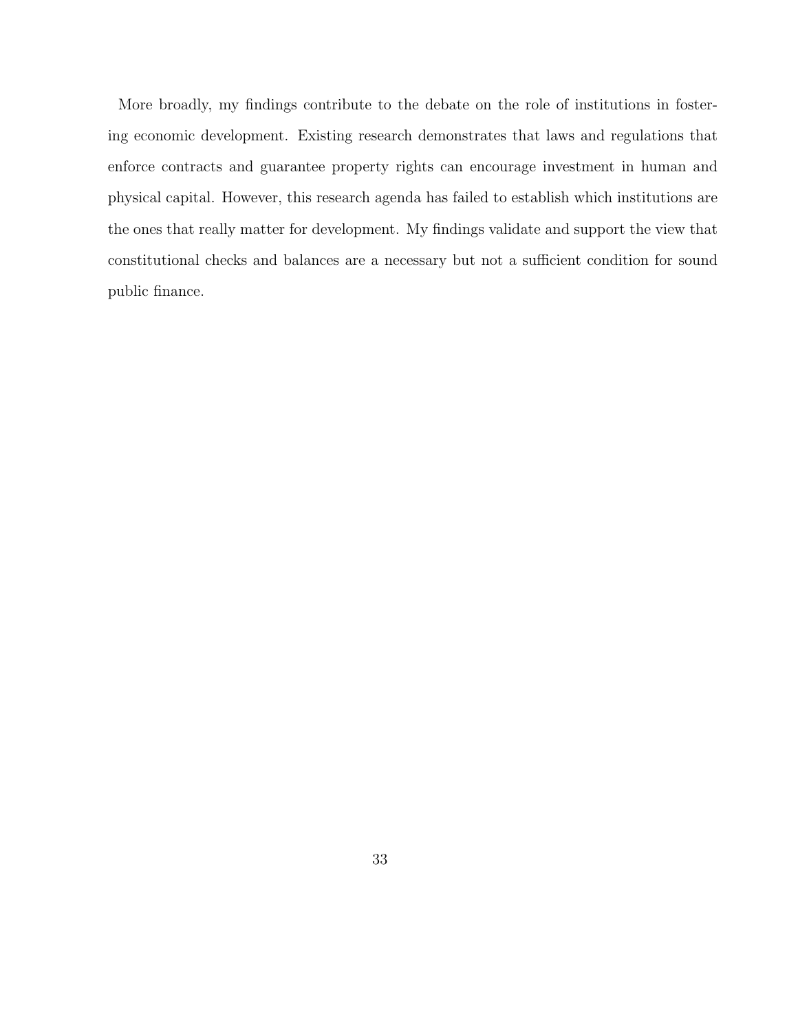More broadly, my findings contribute to the debate on the role of institutions in fostering economic development. Existing research demonstrates that laws and regulations that enforce contracts and guarantee property rights can encourage investment in human and physical capital. However, this research agenda has failed to establish which institutions are the ones that really matter for development. My findings validate and support the view that constitutional checks and balances are a necessary but not a sufficient condition for sound public finance.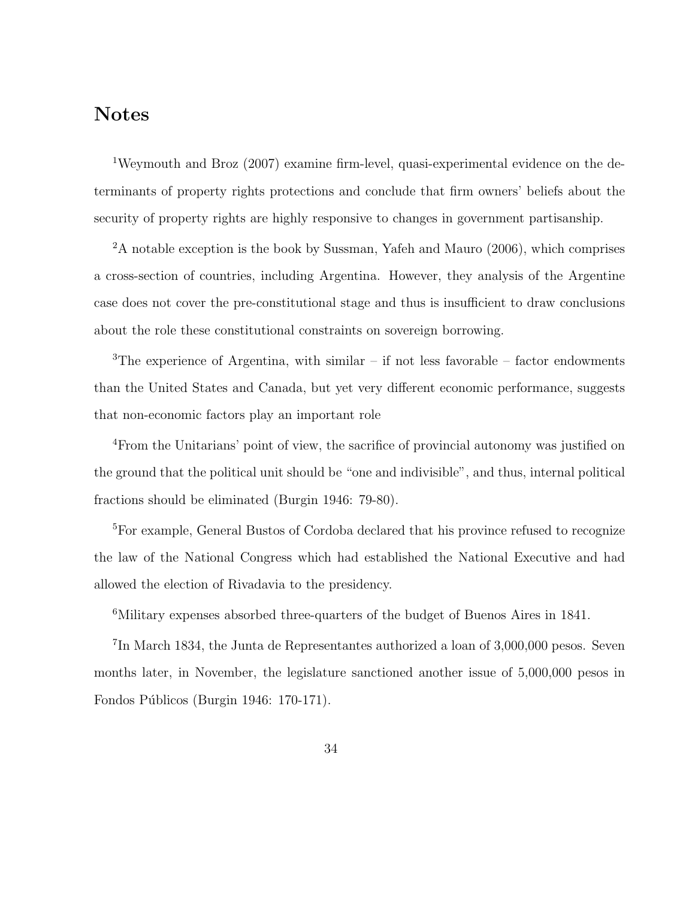# Notes

[1]Weymouth and Broz (2007) examine firm-level, quasi-experimental evidence on the determinants of property rights protections and conclude that firm owners' beliefs about the security of property rights are highly responsive to changes in government partisanship.

[2]A notable exception is the book by Sussman, Yafeh and Mauro (2006), which comprises a cross-section of countries, including Argentina. However, they analysis of the Argentine case does not cover the pre-constitutional stage and thus is insufficient to draw conclusions about the role these constitutional constraints on sovereign borrowing.

[3]The experience of Argentina, with similar – if not less favorable – factor endowments than the United States and Canada, but yet very different economic performance, suggests that non-economic factors play an important role

[4]From the Unitarians' point of view, the sacrifice of provincial autonomy was justified on the ground that the political unit should be "one and indivisible", and thus, internal political fractions should be eliminated (Burgin 1946: 79-80).

[5]For example, General Bustos of Cordoba declared that his province refused to recognize the law of the National Congress which had established the National Executive and had allowed the election of Rivadavia to the presidency.

[6]Military expenses absorbed three-quarters of the budget of Buenos Aires in 1841.

[7]In March 1834, the Junta de Representantes authorized a loan of 3,000,000 pesos. Seven months later, in November, the legislature sanctioned another issue of 5,000,000 pesos in Fondos Públicos (Burgin 1946: 170-171).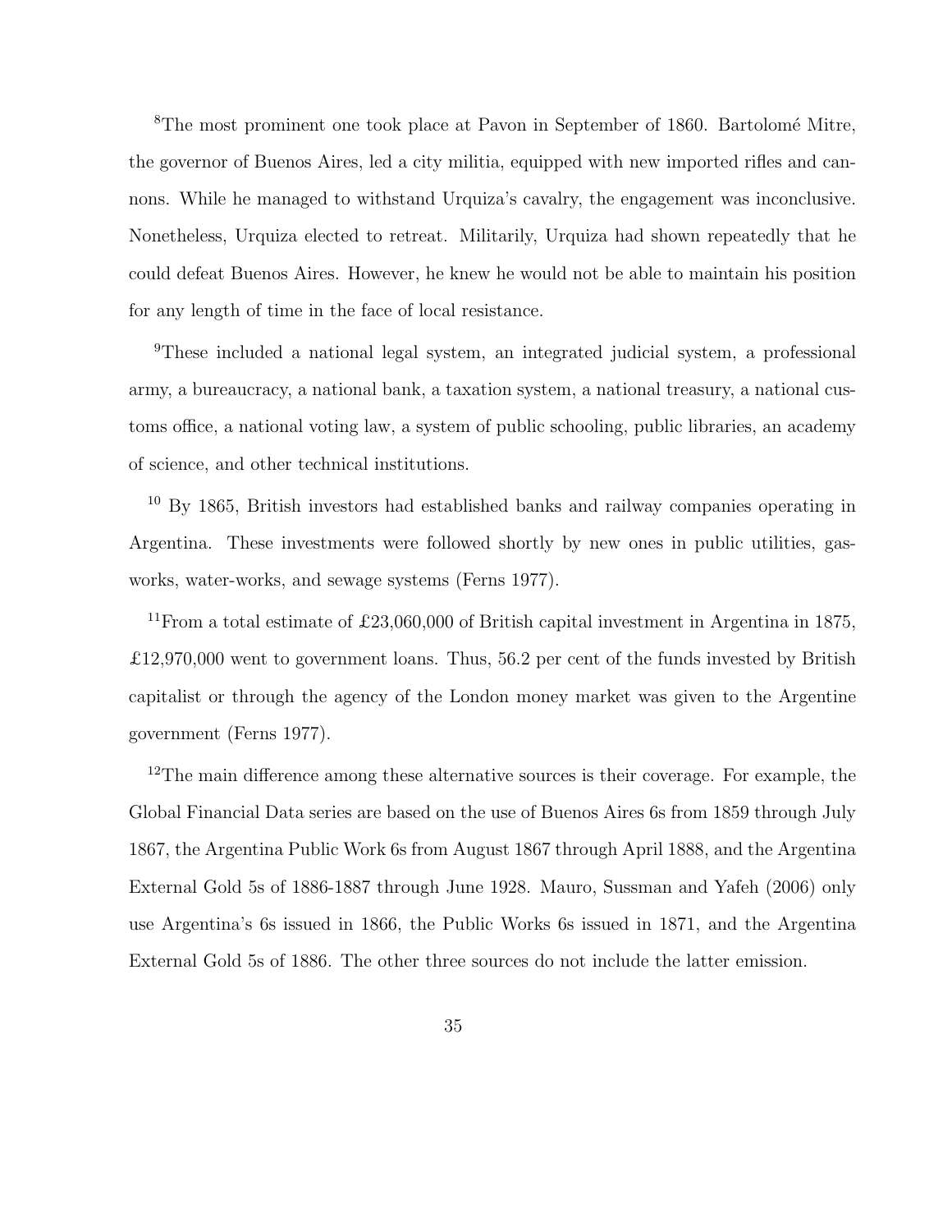[8]The most prominent one took place at Pavon in September of 1860. Bartolomé Mitre, the governor of Buenos Aires, led a city militia, equipped with new imported rifles and cannons. While he managed to withstand Urquiza's cavalry, the engagement was inconclusive. Nonetheless, Urquiza elected to retreat. Militarily, Urquiza had shown repeatedly that he could defeat Buenos Aires. However, he knew he would not be able to maintain his position for any length of time in the face of local resistance.

[9]These included a national legal system, an integrated judicial system, a professional army, a bureaucracy, a national bank, a taxation system, a national treasury, a national customs office, a national voting law, a system of public schooling, public libraries, an academy of science, and other technical institutions.

[10] By 1865, British investors had established banks and railway companies operating in Argentina. These investments were followed shortly by new ones in public utilities, gasworks, water-works, and sewage systems (Ferns 1977).

[11]From a total estimate of £23,060,000 of British capital investment in Argentina in 1875, £12,970,000 went to government loans. Thus, 56.2 per cent of the funds invested by British capitalist or through the agency of the London money market was given to the Argentine government (Ferns 1977).

[12]The main difference among these alternative sources is their coverage. For example, the Global Financial Data series are based on the use of Buenos Aires 6s from 1859 through July 1867, the Argentina Public Work 6s from August 1867 through April 1888, and the Argentina External Gold 5s of 1886-1887 through June 1928. Mauro, Sussman and Yafeh (2006) only use Argentina's 6s issued in 1866, the Public Works 6s issued in 1871, and the Argentina External Gold 5s of 1886. The other three sources do not include the latter emission.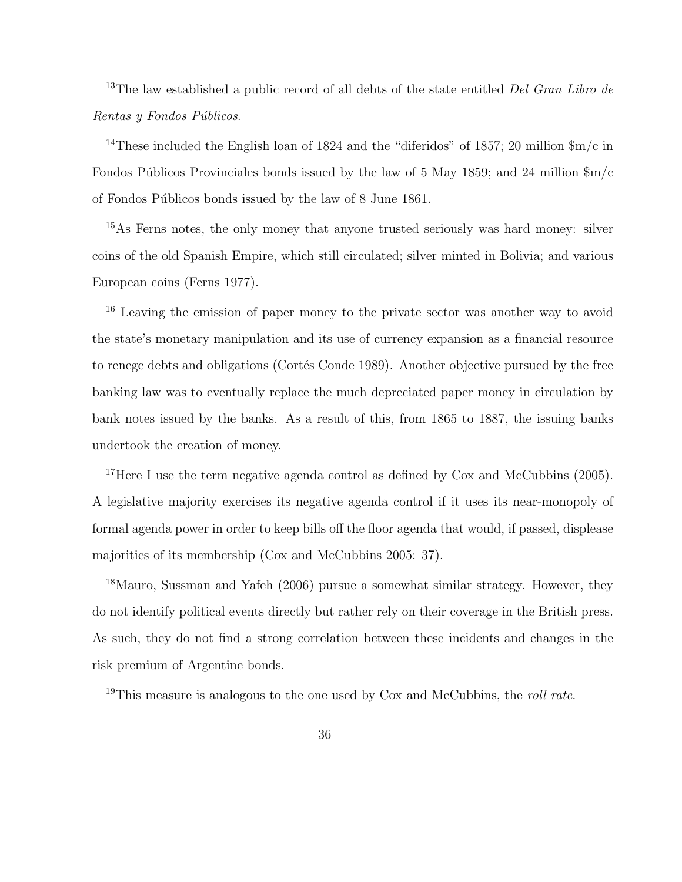[13]The law established a public record of all debts of the state entitled *Del Gran Libro de Rentas y Fondos Públicos*.

[14]These included the English loan of 1824 and the "diferidos" of 1857; 20 million $m/c in Fondos Públicos Provinciales bonds issued by the law of 5 May 1859; and 24 million $m/c of Fondos Públicos bonds issued by the law of 8 June 1861.

[15]As Ferns notes, the only money that anyone trusted seriously was hard money: silver coins of the old Spanish Empire, which still circulated; silver minted in Bolivia; and various European coins (Ferns 1977).

[16] Leaving the emission of paper money to the private sector was another way to avoid the state's monetary manipulation and its use of currency expansion as a financial resource to renege debts and obligations (Cortés Conde 1989). Another objective pursued by the free banking law was to eventually replace the much depreciated paper money in circulation by bank notes issued by the banks. As a result of this, from 1865 to 1887, the issuing banks undertook the creation of money.

[17]Here I use the term negative agenda control as defined by Cox and McCubbins (2005). A legislative majority exercises its negative agenda control if it uses its near-monopoly of formal agenda power in order to keep bills off the floor agenda that would, if passed, displease majorities of its membership (Cox and McCubbins 2005: 37).

[18]Mauro, Sussman and Yafeh (2006) pursue a somewhat similar strategy. However, they do not identify political events directly but rather rely on their coverage in the British press. As such, they do not find a strong correlation between these incidents and changes in the risk premium of Argentine bonds.

[19]This measure is analogous to the one used by Cox and McCubbins, the *roll rate*.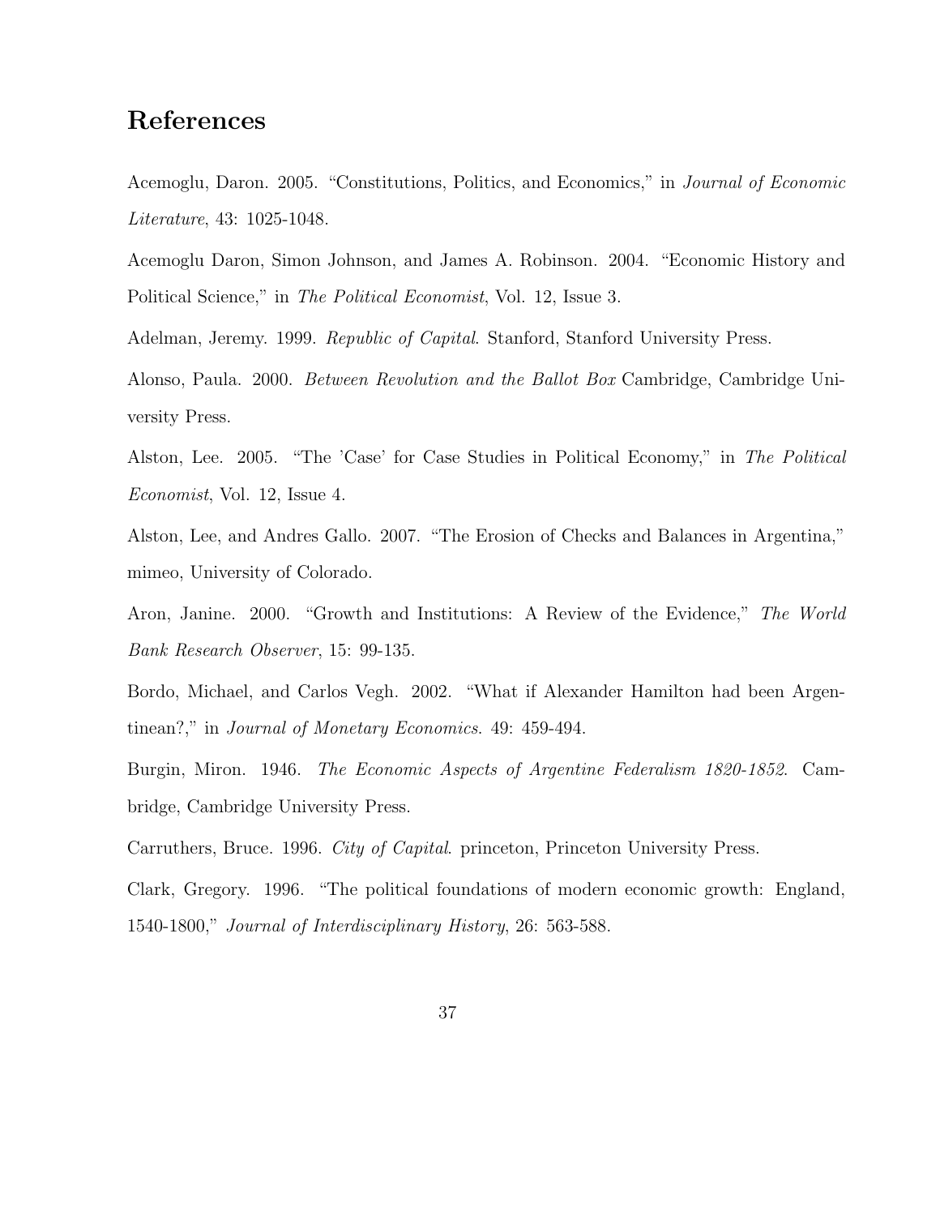# References

Acemoglu, Daron. 2005. "Constitutions, Politics, and Economics," in *Journal of Economic Literature*, 43: 1025-1048.

Acemoglu Daron, Simon Johnson, and James A. Robinson. 2004. "Economic History and Political Science," in *The Political Economist*, Vol. 12, Issue 3.

Adelman, Jeremy. 1999. *Republic of Capital*. Stanford, Stanford University Press.

Alonso, Paula. 2000. *Between Revolution and the Ballot Box* Cambridge, Cambridge University Press.

Alston, Lee. 2005. "The 'Case' for Case Studies in Political Economy," in *The Political Economist*, Vol. 12, Issue 4.

Alston, Lee, and Andres Gallo. 2007. "The Erosion of Checks and Balances in Argentina," mimeo, University of Colorado.

Aron, Janine. 2000. "Growth and Institutions: A Review of the Evidence," *The World Bank Research Observer*, 15: 99-135.

Bordo, Michael, and Carlos Vegh. 2002. "What if Alexander Hamilton had been Argentinean?," in *Journal of Monetary Economics*. 49: 459-494.

Burgin, Miron. 1946. *The Economic Aspects of Argentine Federalism 1820-1852*. Cambridge, Cambridge University Press.

Carruthers, Bruce. 1996. *City of Capital*. princeton, Princeton University Press.

Clark, Gregory. 1996. "The political foundations of modern economic growth: England, 1540-1800," *Journal of Interdisciplinary History*, 26: 563-588.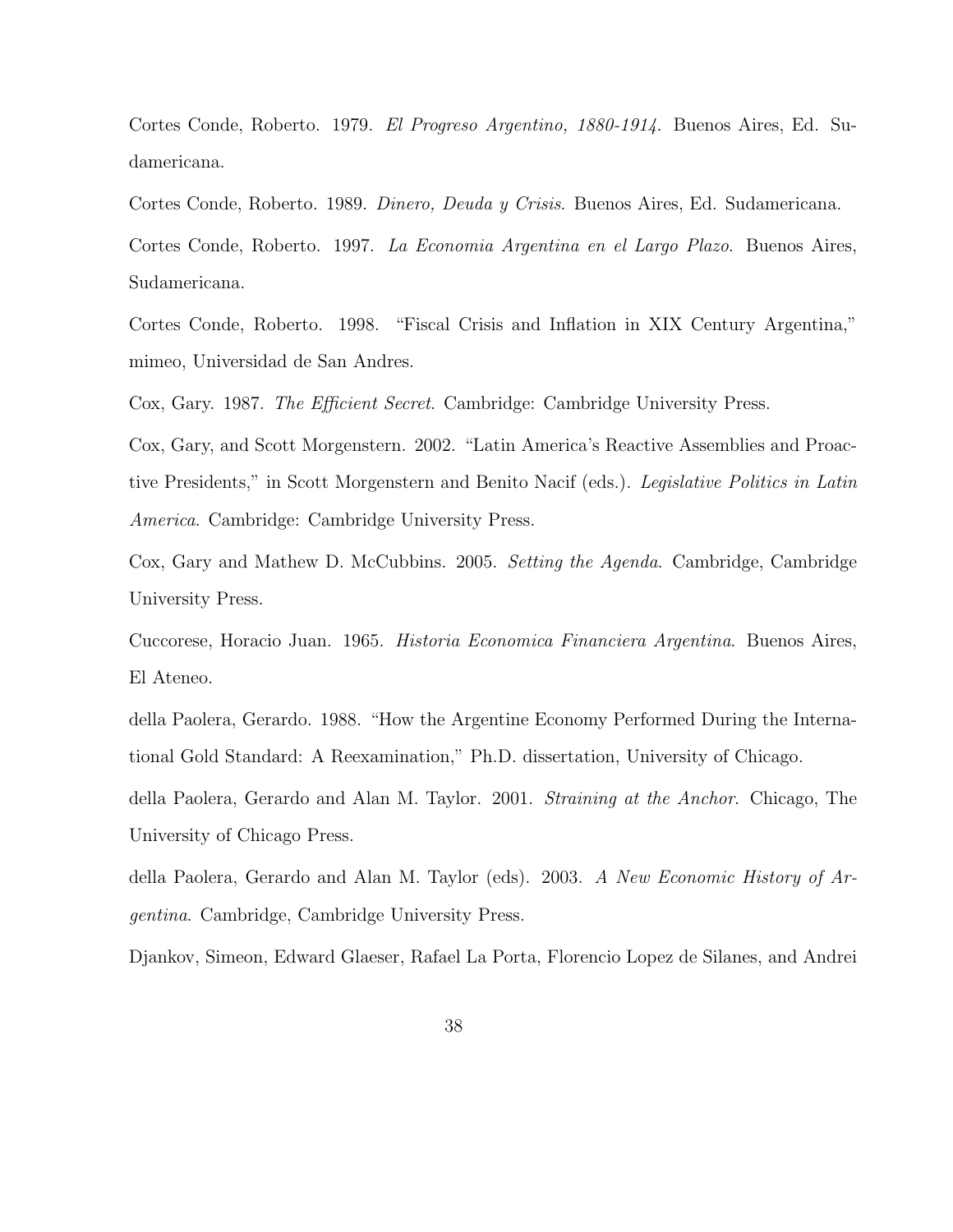Cortes Conde, Roberto. 1979. *El Progreso Argentino, 1880-1914*. Buenos Aires, Ed. Sudamericana.

Cortes Conde, Roberto. 1989. *Dinero, Deuda y Crisis*. Buenos Aires, Ed. Sudamericana.

Cortes Conde, Roberto. 1997. *La Economia Argentina en el Largo Plazo*. Buenos Aires, Sudamericana.

Cortes Conde, Roberto. 1998. "Fiscal Crisis and Inflation in XIX Century Argentina," mimeo, Universidad de San Andres.

Cox, Gary. 1987. *The Efficient Secret*. Cambridge: Cambridge University Press.

Cox, Gary, and Scott Morgenstern. 2002. "Latin America's Reactive Assemblies and Proactive Presidents," in Scott Morgenstern and Benito Nacif (eds.). *Legislative Politics in Latin America*. Cambridge: Cambridge University Press.

Cox, Gary and Mathew D. McCubbins. 2005. *Setting the Agenda*. Cambridge, Cambridge University Press.

Cuccorese, Horacio Juan. 1965. *Historia Economica Financiera Argentina*. Buenos Aires, El Ateneo.

della Paolera, Gerardo. 1988. "How the Argentine Economy Performed During the International Gold Standard: A Reexamination," Ph.D. dissertation, University of Chicago.

della Paolera, Gerardo and Alan M. Taylor. 2001. *Straining at the Anchor*. Chicago, The University of Chicago Press.

della Paolera, Gerardo and Alan M. Taylor (eds). 2003. *A New Economic History of Argentina*. Cambridge, Cambridge University Press.

Djankov, Simeon, Edward Glaeser, Rafael La Porta, Florencio Lopez de Silanes, and Andrei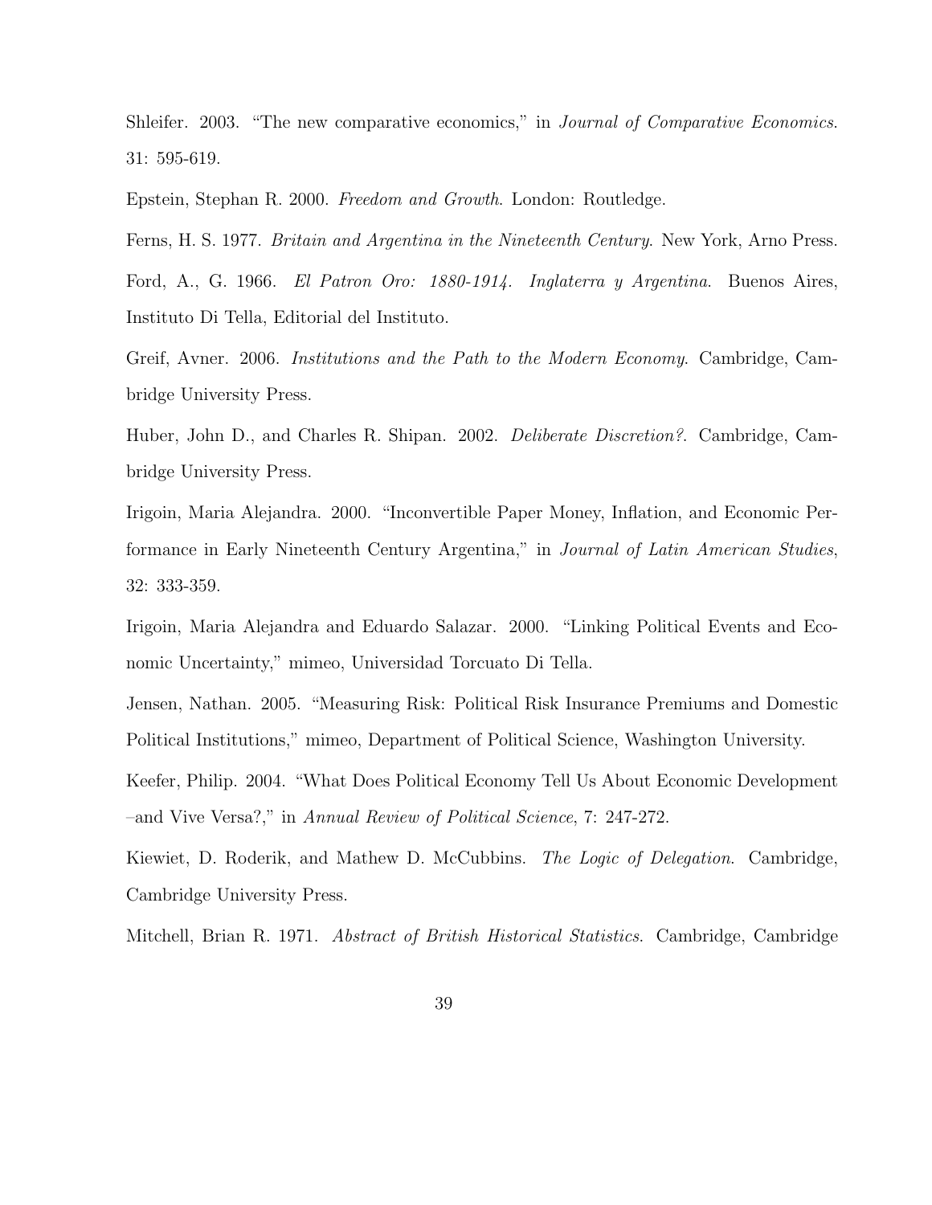Shleifer. 2003. "The new comparative economics," in *Journal of Comparative Economics*. 31: 595-619.

Epstein, Stephan R. 2000. *Freedom and Growth*. London: Routledge.

Ferns, H. S. 1977. *Britain and Argentina in the Nineteenth Century*. New York, Arno Press.

Ford, A., G. 1966. *El Patron Oro: 1880-1914. Inglaterra y Argentina*. Buenos Aires, Instituto Di Tella, Editorial del Instituto.

Greif, Avner. 2006. *Institutions and the Path to the Modern Economy*. Cambridge, Cambridge University Press.

Huber, John D., and Charles R. Shipan. 2002. *Deliberate Discretion?*. Cambridge, Cambridge University Press.

Irigoin, Maria Alejandra. 2000. "Inconvertible Paper Money, Inflation, and Economic Performance in Early Nineteenth Century Argentina," in *Journal of Latin American Studies*, 32: 333-359.

Irigoin, Maria Alejandra and Eduardo Salazar. 2000. "Linking Political Events and Economic Uncertainty," mimeo, Universidad Torcuato Di Tella.

Jensen, Nathan. 2005. "Measuring Risk: Political Risk Insurance Premiums and Domestic Political Institutions," mimeo, Department of Political Science, Washington University.

Keefer, Philip. 2004. "What Does Political Economy Tell Us About Economic Development –and Vive Versa?," in *Annual Review of Political Science*, 7: 247-272.

Kiewiet, D. Roderik, and Mathew D. McCubbins. *The Logic of Delegation*. Cambridge, Cambridge University Press.

Mitchell, Brian R. 1971. *Abstract of British Historical Statistics*. Cambridge, Cambridge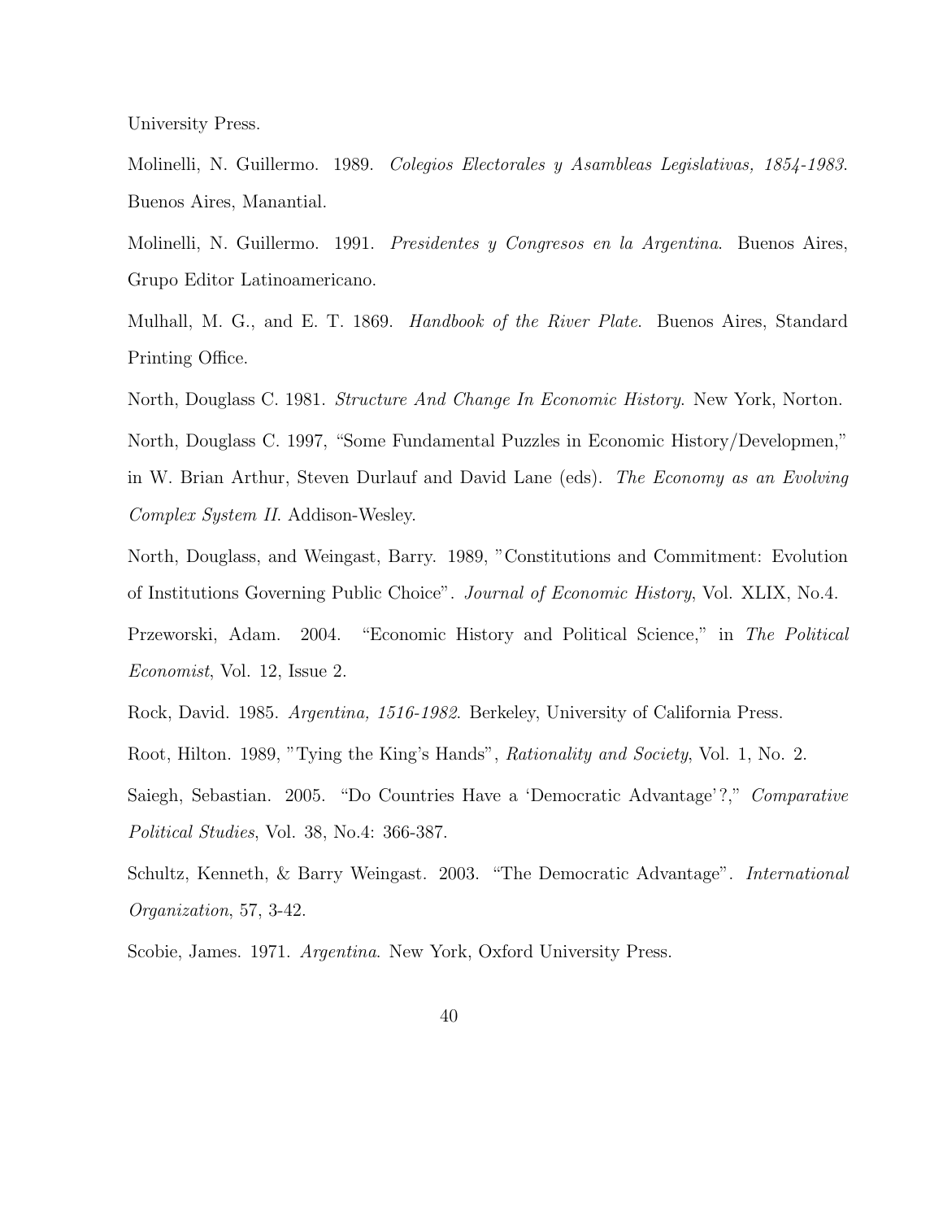University Press.

Molinelli, N. Guillermo. 1989. *Colegios Electorales y Asambleas Legislativas, 1854-1983*. Buenos Aires, Manantial.

Molinelli, N. Guillermo. 1991. *Presidentes y Congresos en la Argentina*. Buenos Aires, Grupo Editor Latinoamericano.

Mulhall, M. G., and E. T. 1869. *Handbook of the River Plate*. Buenos Aires, Standard Printing Office.

North, Douglass C. 1981. *Structure And Change In Economic History*. New York, Norton.

North, Douglass C. 1997, "Some Fundamental Puzzles in Economic History/Developmen," in W. Brian Arthur, Steven Durlauf and David Lane (eds). *The Economy as an Evolving Complex System II*. Addison-Wesley.

North, Douglass, and Weingast, Barry. 1989, "Constitutions and Commitment: Evolution of Institutions Governing Public Choice". *Journal of Economic History*, Vol. XLIX, No.4.

Przeworski, Adam. 2004. "Economic History and Political Science," in *The Political Economist*, Vol. 12, Issue 2.

Rock, David. 1985. *Argentina, 1516-1982*. Berkeley, University of California Press.

Root, Hilton. 1989, "Tying the King's Hands", *Rationality and Society*, Vol. 1, No. 2.

Saiegh, Sebastian. 2005. "Do Countries Have a 'Democratic Advantage'?," *Comparative Political Studies*, Vol. 38, No.4: 366-387.

Schultz, Kenneth, & Barry Weingast. 2003. "The Democratic Advantage". *International Organization*, 57, 3-42.

Scobie, James. 1971. *Argentina*. New York, Oxford University Press.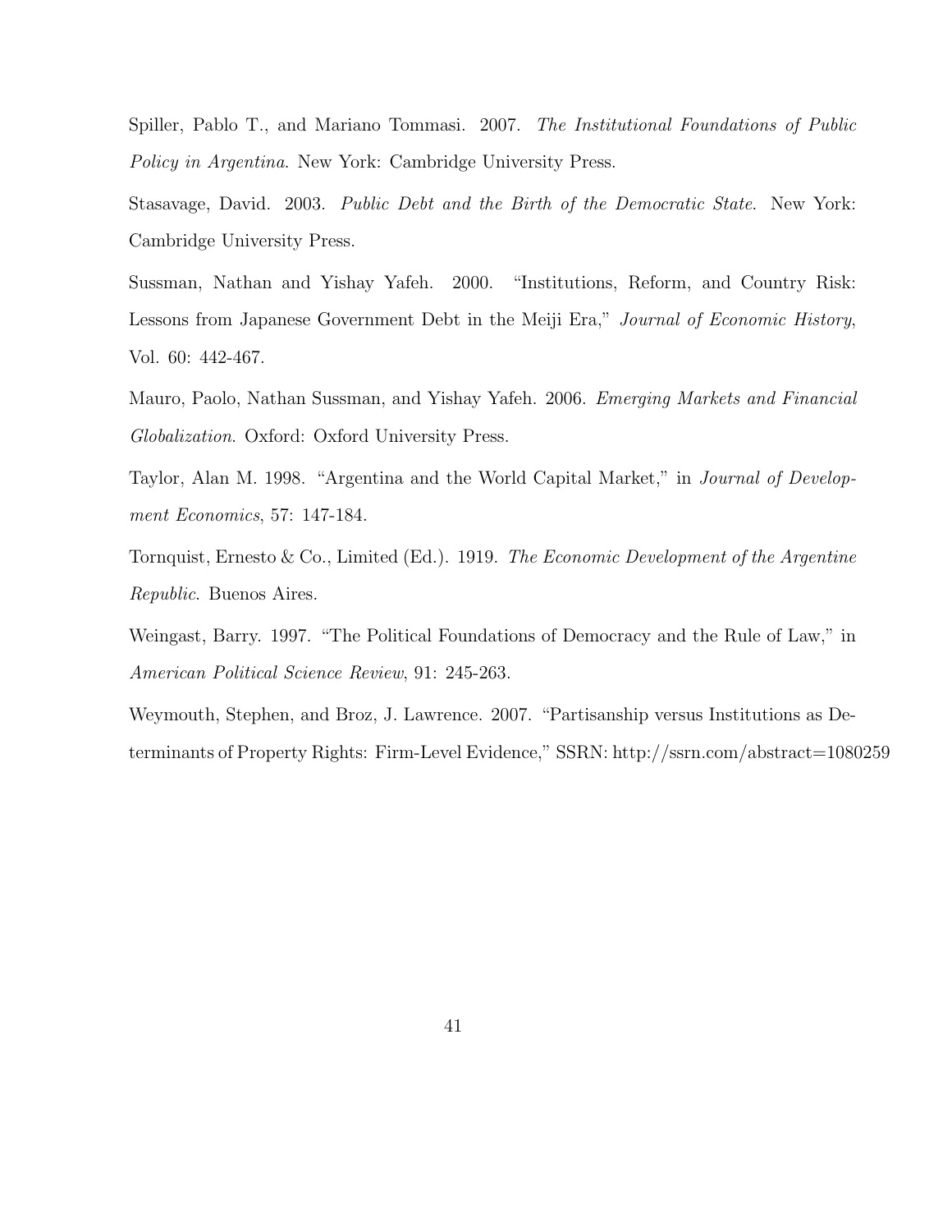Spiller, Pablo T., and Mariano Tommasi. 2007. *The Institutional Foundations of Public Policy in Argentina.* New York: Cambridge University Press.

Stasavage, David. 2003. *Public Debt and the Birth of the Democratic State*. New York: Cambridge University Press.

Sussman, Nathan and Yishay Yafeh. 2000. "Institutions, Reform, and Country Risk: Lessons from Japanese Government Debt in the Meiji Era," *Journal of Economic History*, Vol. 60: 442-467.

Mauro, Paolo, Nathan Sussman, and Yishay Yafeh. 2006. *Emerging Markets and Financial Globalization*. Oxford: Oxford University Press.

Taylor, Alan M. 1998. "Argentina and the World Capital Market," in *Journal of Development Economics*, 57: 147-184.

Tornquist, Ernesto & Co., Limited (Ed.). 1919. *The Economic Development of the Argentine Republic*. Buenos Aires.

Weingast, Barry. 1997. "The Political Foundations of Democracy and the Rule of Law," in *American Political Science Review*, 91: 245-263.

Weymouth, Stephen, and Broz, J. Lawrence. 2007. "Partisanship versus Institutions as Determinants of Property Rights: Firm-Level Evidence," SSRN: http://ssrn.com/abstract=1080259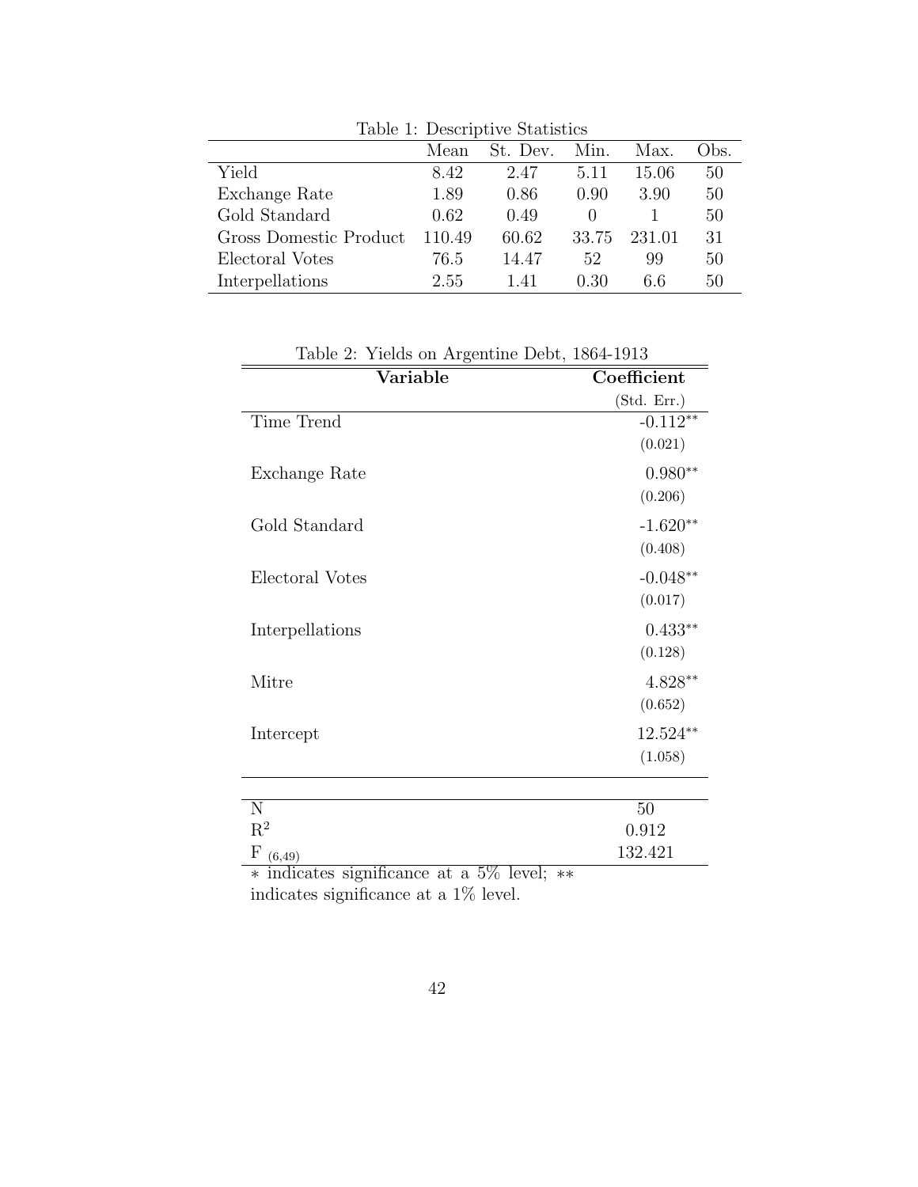Table 1: Descriptive Statistics

| | Mean | St. Dev. | Min. | Max. | Obs. |
|---|---|---|---|---|---|
| Yield | 8.42 | 2.47 | 5.11 | 15.06 | 50 |
| Exchange Rate | 1.89 | 0.86 | 0.90 | 3.90 | 50 |
| Gold Standard | 0.62 | 0.49 | 0 | 1 | 50 |
| Gross Domestic Product | 110.49 | 60.62 | 33.75 | 231.01 | 31 |
| Electoral Votes | 76.5 | 14.47 | 52 | 99 | 50 |
| Interpellations | 2.55 | 1.41 | 0.30 | 6.6 | 50 |

Table 2: Yields on Argentine Debt, 1864-1913

| **Variable** | **Coefficient** (Std. Err.) |
|---|---|
| Time Trend | -0.112** |
| | (0.021) |
| Exchange Rate | 0.980** |
| | (0.206) |
| Gold Standard | -1.620** |
| | (0.408) |
| Electoral Votes | -0.048** |
| | (0.017) |
| Interpellations | 0.433** |
| | (0.128) |
| Mitre | 4.828** |
| | (0.652) |
| Intercept | 12.524** |
| | (1.058) |
| N | 50 |
| $R^2$ | 0.912 |
| $F_{(6,49)}$ | 132.421 |

* indicates significance at a 5% level; ** indicates significance at a 1% level.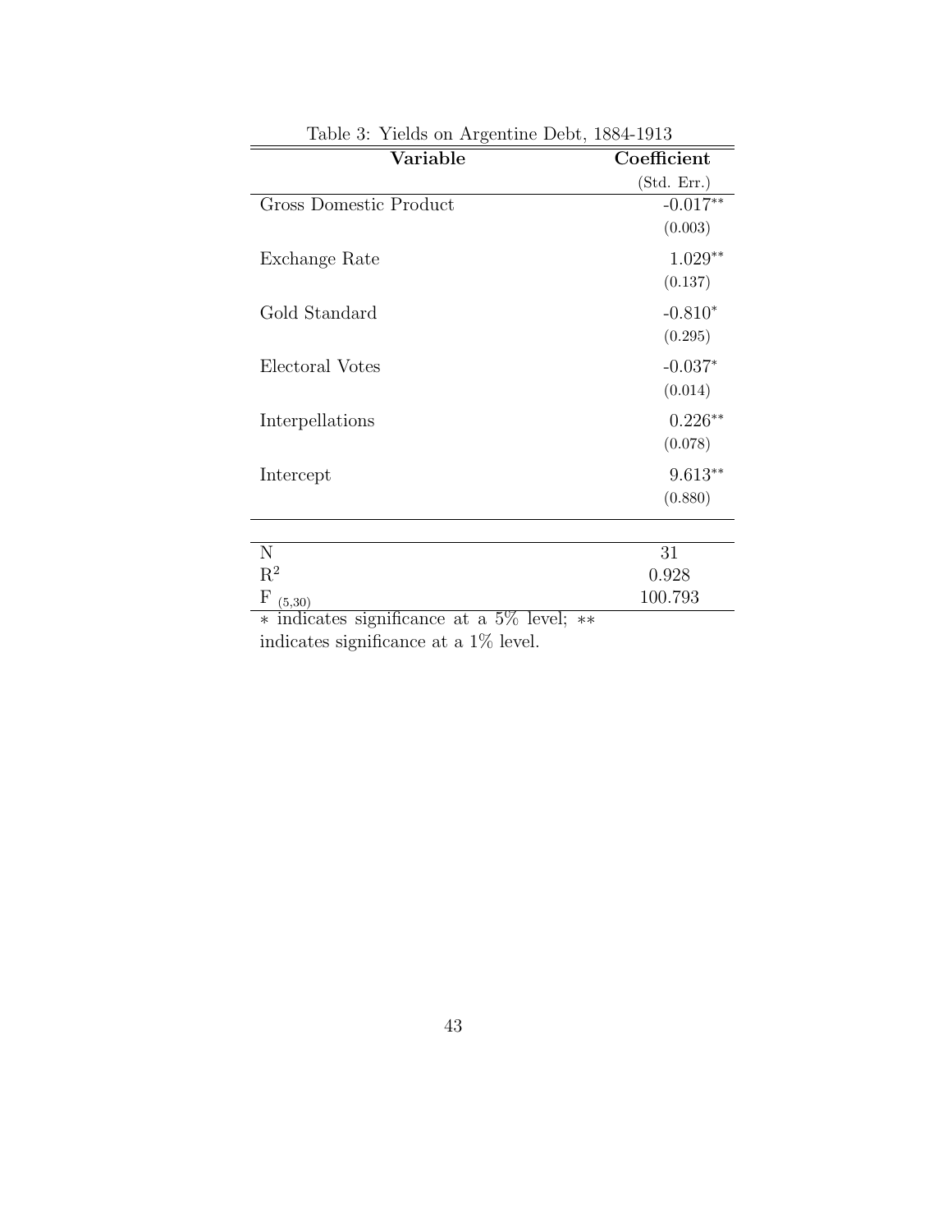Table 3: Yields on Argentine Debt, 1884-1913

| **Variable** | **Coefficient** (Std. Err.) |
|---|---|
| Gross Domestic Product | -0.017** (0.003) |
| Exchange Rate | 1.029** (0.137) |
| Gold Standard | -0.810* (0.295) |
| Electoral Votes | -0.037* (0.014) |
| Interpellations | 0.226** (0.078) |
| Intercept | 9.613** (0.880) |
| N | 31 |
| $R^2$ | 0.928 |
| $F_{(5,30)}$ | 100.793 |

* indicates significance at a 5% level; ** indicates significance at a 1% level.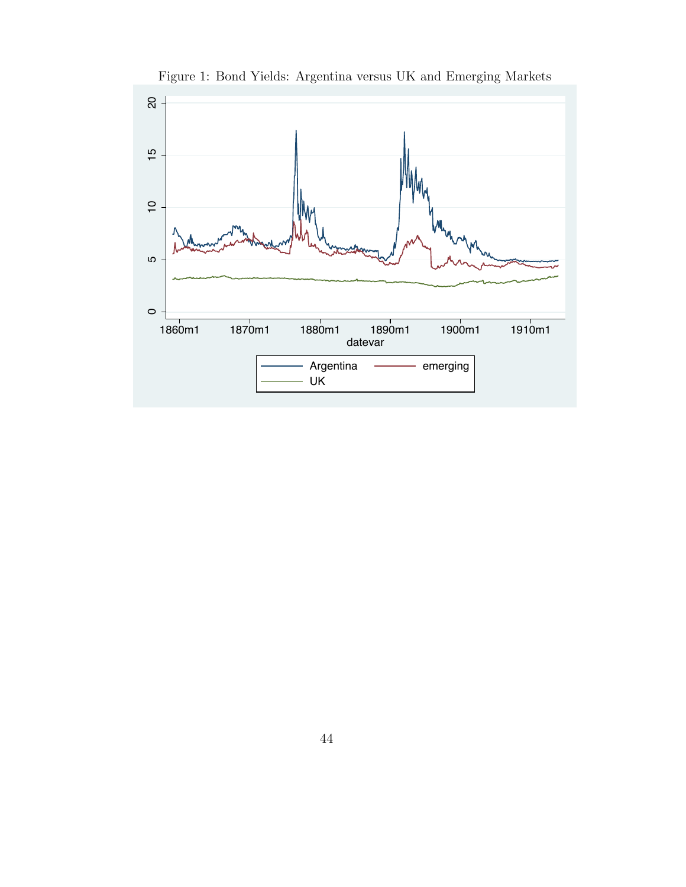Figure 1: Bond Yields: Argentina versus UK and Emerging Markets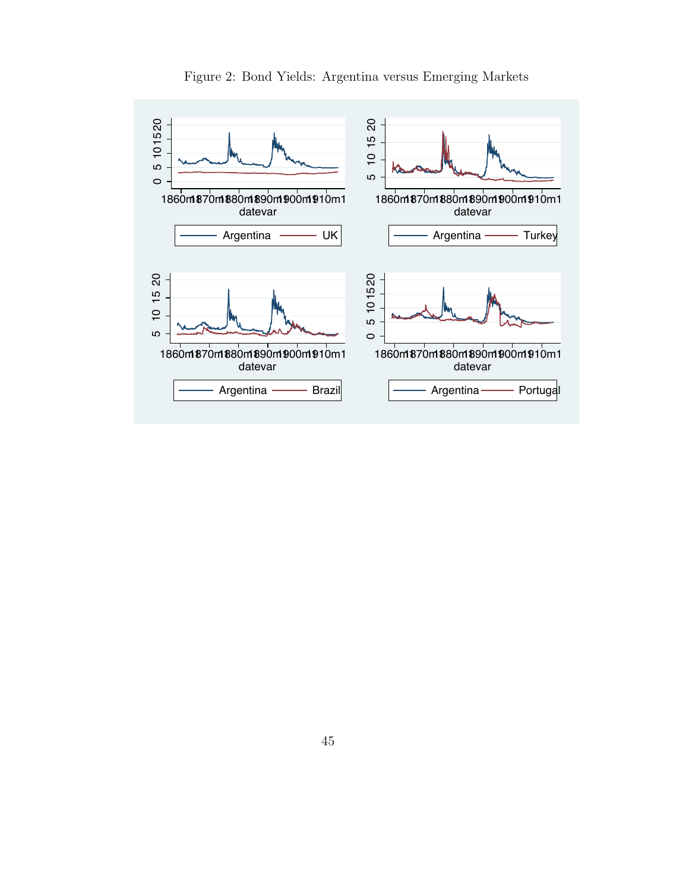Figure 2: Bond Yields: Argentina versus Emerging Markets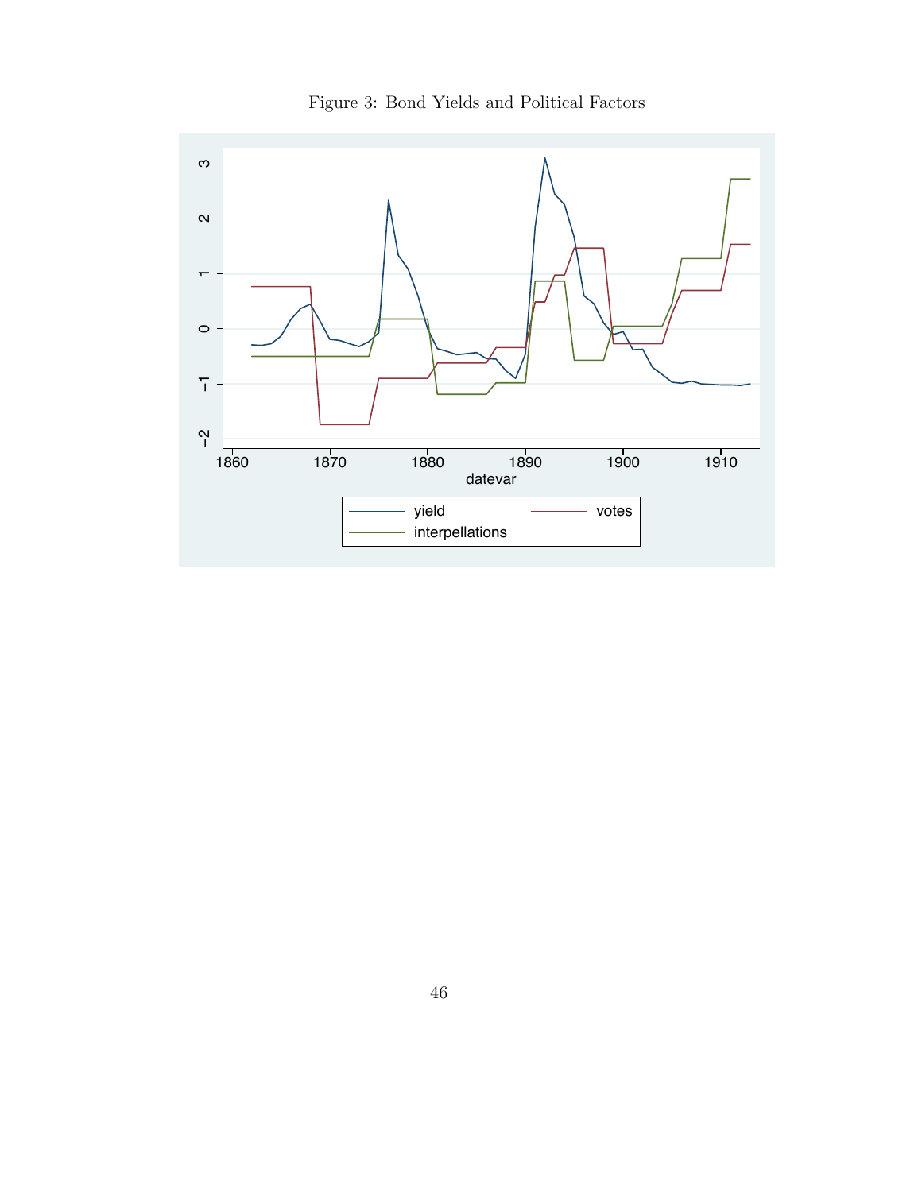Figure 3: Bond Yields and Political Factors

3
2
1
0
−1
−2

1860 1870 1880 1890 1900 1910

datevar

yield
votes
interpellations